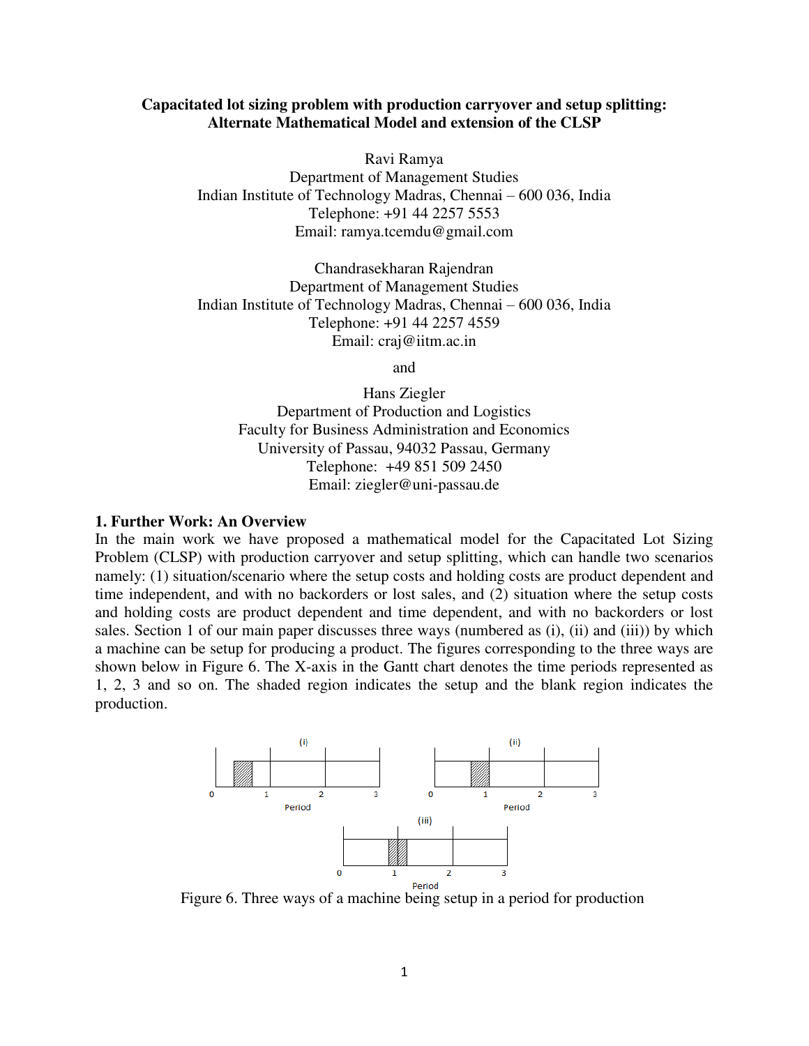**Capacitated lot sizing problem with production carryover and setup splitting: Alternate Mathematical Model and extension of the CLSP**

Ravi Ramya
Department of Management Studies
Indian Institute of Technology Madras, Chennai – 600 036, India
Telephone: +91 44 2257 5553
Email: ramya.tcemdu@gmail.com

Chandrasekharan Rajendran
Department of Management Studies
Indian Institute of Technology Madras, Chennai – 600 036, India
Telephone: +91 44 2257 4559
Email: craj@iitm.ac.in

and

Hans Ziegler
Department of Production and Logistics
Faculty for Business Administration and Economics
University of Passau, 94032 Passau, Germany
Telephone: +49 851 509 2450
Email: ziegler@uni-passau.de

## 1. Further Work: An Overview

In the main work we have proposed a mathematical model for the Capacitated Lot Sizing Problem (CLSP) with production carryover and setup splitting, which can handle two scenarios namely: (1) situation/scenario where the setup costs and holding costs are product dependent and time independent, and with no backorders or lost sales, and (2) situation where the setup costs and holding costs are product dependent and time dependent, and with no backorders or lost sales. Section 1 of our main paper discusses three ways (numbered as (i), (ii) and (iii)) by which a machine can be setup for producing a product. The figures corresponding to the three ways are shown below in Figure 6. The X-axis in the Gantt chart denotes the time periods represented as 1, 2, 3 and so on. The shaded region indicates the setup and the blank region indicates the production.

Figure 6. Three ways of a machine being setup in a period for production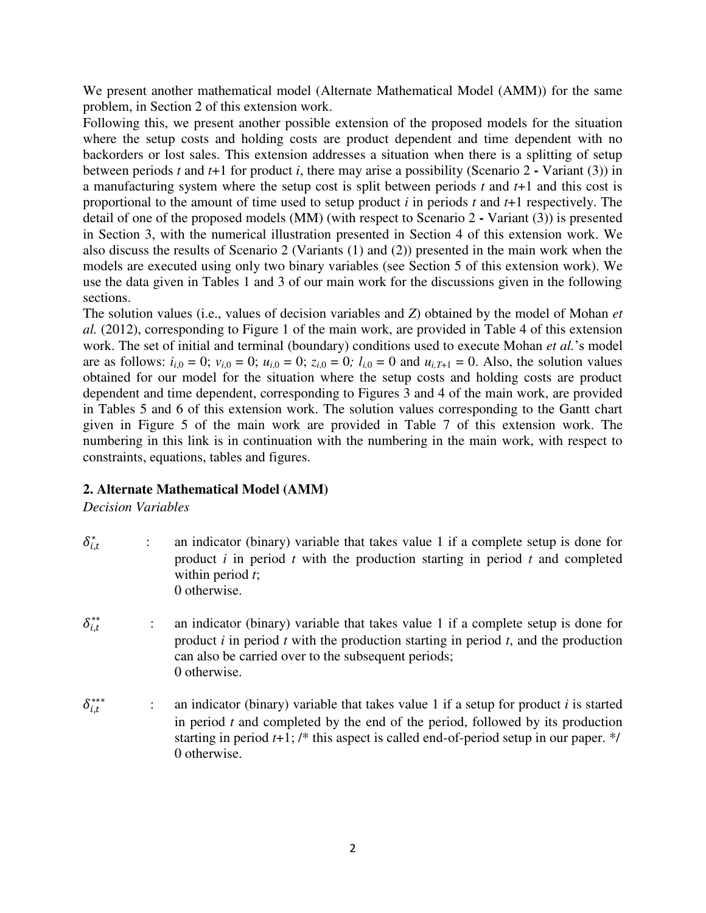We present another mathematical model (Alternate Mathematical Model (AMM)) for the same problem, in Section 2 of this extension work.

Following this, we present another possible extension of the proposed models for the situation where the setup costs and holding costs are product dependent and time dependent with no backorders or lost sales. This extension addresses a situation when there is a splitting of setup between periods $t$ and $t$+1 for product $i$, there may arise a possibility (Scenario 2 **-** Variant (3)) in a manufacturing system where the setup cost is split between periods $t$ and $t$+1 and this cost is proportional to the amount of time used to setup product $i$ in periods $t$ and $t$+1 respectively. The detail of one of the proposed models (MM) (with respect to Scenario 2 **-** Variant (3)) is presented in Section 3, with the numerical illustration presented in Section 4 of this extension work. We also discuss the results of Scenario 2 (Variants (1) and (2)) presented in the main work when the models are executed using only two binary variables (see Section 5 of this extension work). We use the data given in Tables 1 and 3 of our main work for the discussions given in the following sections.

The solution values (i.e., values of decision variables and $Z$) obtained by the model of Mohan *et al.* (2012), corresponding to Figure 1 of the main work, are provided in Table 4 of this extension work. The set of initial and terminal (boundary) conditions used to execute Mohan *et al.*'s model are as follows: $i_{i,0} = 0$; $v_{i,0} = 0$; $u_{i,0} = 0$; $z_{i,0} = 0$; $l_{i,0} = 0$ and $u_{i,T+1} = 0$. Also, the solution values obtained for our model for the situation where the setup costs and holding costs are product dependent and time dependent, corresponding to Figures 3 and 4 of the main work, are provided in Tables 5 and 6 of this extension work. The solution values corresponding to the Gantt chart given in Figure 5 of the main work are provided in Table 7 of this extension work. The numbering in this link is in continuation with the numbering in the main work, with respect to constraints, equations, tables and figures.

## 2. Alternate Mathematical Model (AMM)

*Decision Variables*

$\delta^{*}_{i,t}$ : an indicator (binary) variable that takes value 1 if a complete setup is done for product $i$ in period $t$ with the production starting in period $t$ and completed within period $t$;
0 otherwise.

$\delta^{**}_{i,t}$ : an indicator (binary) variable that takes value 1 if a complete setup is done for product $i$ in period $t$ with the production starting in period $t$, and the production can also be carried over to the subsequent periods;
0 otherwise.

$\delta^{***}_{i,t}$ : an indicator (binary) variable that takes value 1 if a setup for product $i$ is started in period $t$ and completed by the end of the period, followed by its production starting in period $t$+1; /* this aspect is called end-of-period setup in our paper. */
0 otherwise.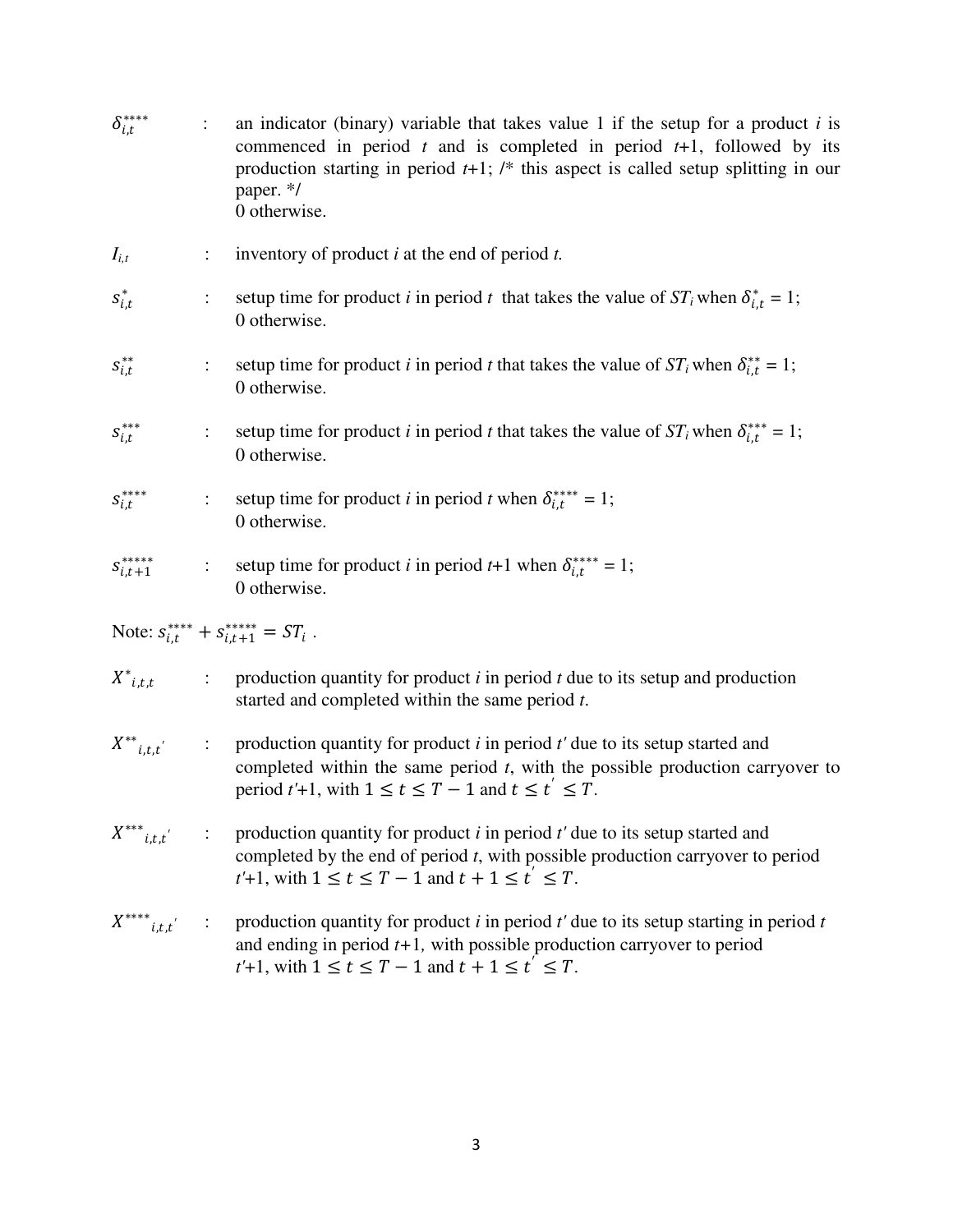$\delta^{****}_{i,t}$ : an indicator (binary) variable that takes value 1 if the setup for a product $i$ is commenced in period $t$ and is completed in period $t$+1, followed by its production starting in period $t$+1; /* this aspect is called setup splitting in our paper. */
0 otherwise.

$I_{i,t}$ : inventory of product $i$ at the end of period $t$.

$s^{*}_{i,t}$ : setup time for product $i$ in period $t$ that takes the value of $ST_i$ when $\delta^{*}_{i,t} = 1$;
0 otherwise.

$s^{**}_{i,t}$ : setup time for product $i$ in period $t$ that takes the value of $ST_i$ when $\delta^{**}_{i,t} = 1$;
0 otherwise.

$s^{***}_{i,t}$ : setup time for product $i$ in period $t$ that takes the value of $ST_i$ when $\delta^{***}_{i,t} = 1$;
0 otherwise.

$s^{****}_{i,t}$ : setup time for product $i$ in period $t$ when $\delta^{****}_{i,t} = 1$;
0 otherwise.

$s^{*****}_{i,t+1}$ : setup time for product $i$ in period $t$+1 when $\delta^{****}_{i,t} = 1$;
0 otherwise.

Note: $s^{****}_{i,t} + s^{*****}_{i,t+1} = ST_i$ .

$X^{*}{}_{i,t,t}$ : production quantity for product $i$ in period $t$ due to its setup and production started and completed within the same period $t$.

$X^{**}{}_{i,t,t'}$ : production quantity for product $i$ in period $t'$ due to its setup started and completed within the same period $t$, with the possible production carryover to period $t'$+1, with $1 \leq t \leq T-1$ and $t \leq t' \leq T$.

$X^{***}{}_{i,t,t'}$ : production quantity for product $i$ in period $t'$ due to its setup started and completed by the end of period $t$, with possible production carryover to period $t'$+1, with $1 \leq t \leq T-1$ and $t+1 \leq t' \leq T$.

$X^{****}{}_{i,t,t'}$ : production quantity for product $i$ in period $t'$ due to its setup starting in period $t$ and ending in period $t$+1, with possible production carryover to period $t'$+1, with $1 \leq t \leq T-1$ and $t+1 \leq t' \leq T$.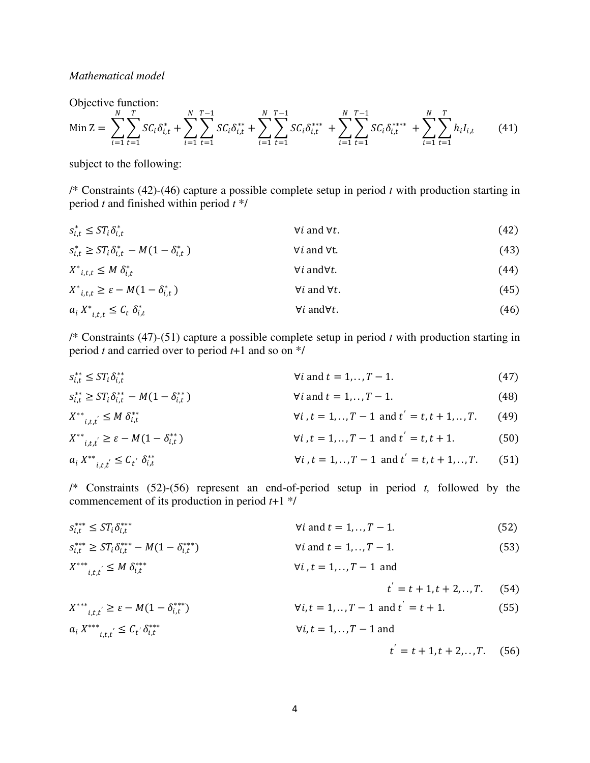*Mathematical model*

Objective function:

$$\text{Min Z} = \sum_{i=1}^{N}\sum_{t=1}^{T} SC_i\delta^{*}_{i,t} + \sum_{i=1}^{N}\sum_{t=1}^{T-1} SC_i\delta^{**}_{i,t} + \sum_{i=1}^{N}\sum_{t=1}^{T-1} SC_i\delta^{***}_{i,t} + \sum_{i=1}^{N}\sum_{t=1}^{T-1} SC_i\delta^{****}_{i,t} + \sum_{i=1}^{N}\sum_{t=1}^{T} h_i I_{i,t} \qquad (41)$$

subject to the following:

/* Constraints (42)-(46) capture a possible complete setup in period *t* with production starting in period *t* and finished within period *t* */

$$s^{*}_{i,t} \le ST_i\delta^{*}_{i,t} \qquad \forall i \text{ and } \forall t. \qquad (42)$$

$$s^{*}_{i,t} \ge ST_i\delta^{*}_{i,t} - M(1-\delta^{*}_{i,t}) \qquad \forall i \text{ and } \forall t. \qquad (43)$$

$$X^{*}_{i,t,t} \le M\,\delta^{*}_{i,t} \qquad \forall i \text{ and} \forall t. \qquad (44)$$

$$X^{*}_{i,t,t} \ge \varepsilon - M(1-\delta^{*}_{i,t}) \qquad \forall i \text{ and } \forall t. \qquad (45)$$

$$a_i\, X^{*}_{i,t,t} \le C_t\; \delta^{*}_{i,t} \qquad \forall i \text{ and} \forall t. \qquad (46)$$

/* Constraints (47)-(51) capture a possible complete setup in period *t* with production starting in period *t* and carried over to period *t*+1 and so on */

$$s^{**}_{i,t} \le ST_i\delta^{**}_{i,t} \qquad \forall i \text{ and } t = 1,..,T-1. \qquad (47)$$

$$s^{**}_{i,t} \ge ST_i\delta^{**}_{i,t} - M(1-\delta^{**}_{i,t}) \qquad \forall i \text{ and } t = 1,..,T-1. \qquad (48)$$

$$X^{**}_{i,t,t'} \le M\,\delta^{**}_{i,t} \qquad \forall i,\, t = 1,..,T-1 \text{ and } t' = t, t+1,..,T. \qquad (49)$$

$$X^{**}_{i,t,t'} \ge \varepsilon - M(1-\delta^{**}_{i,t}) \qquad \forall i,\, t = 1,..,T-1 \text{ and } t' = t, t+1. \qquad (50)$$

$$a_i\, X^{**}_{i,t,t'} \le C_{t'}\; \delta^{**}_{i,t} \qquad \forall i,\, t = 1,..,T-1 \text{ and } t' = t, t+1,..,T. \qquad (51)$$

/* Constraints (52)-(56) represent an end-of-period setup in period *t*, followed by the commencement of its production in period *t*+1 */

$$s^{***}_{i,t} \le ST_i\delta^{***}_{i,t} \qquad \forall i \text{ and } t = 1,..,T-1. \qquad (52)$$

$$s^{***}_{i,t} \ge ST_i\delta^{***}_{i,t} - M(1-\delta^{***}_{i,t}) \qquad \forall i \text{ and } t = 1,..,T-1. \qquad (53)$$

$$X^{***}_{i,t,t'} \le M\,\delta^{***}_{i,t} \qquad \forall i,\, t = 1,..,T-1 \text{ and } t' = t+1, t+2,..,T. \qquad (54)$$

$$X^{***}_{i,t,t'} \ge \varepsilon - M(1-\delta^{***}_{i,t}) \qquad \forall i, t = 1,..,T-1 \text{ and } t' = t+1. \qquad (55)$$

$$a_i\, X^{***}_{i,t,t'} \le C_{t'}\,\delta^{***}_{i,t} \qquad \forall i, t = 1,..,T-1 \text{ and } t' = t+1, t+2,..,T. \qquad (56)$$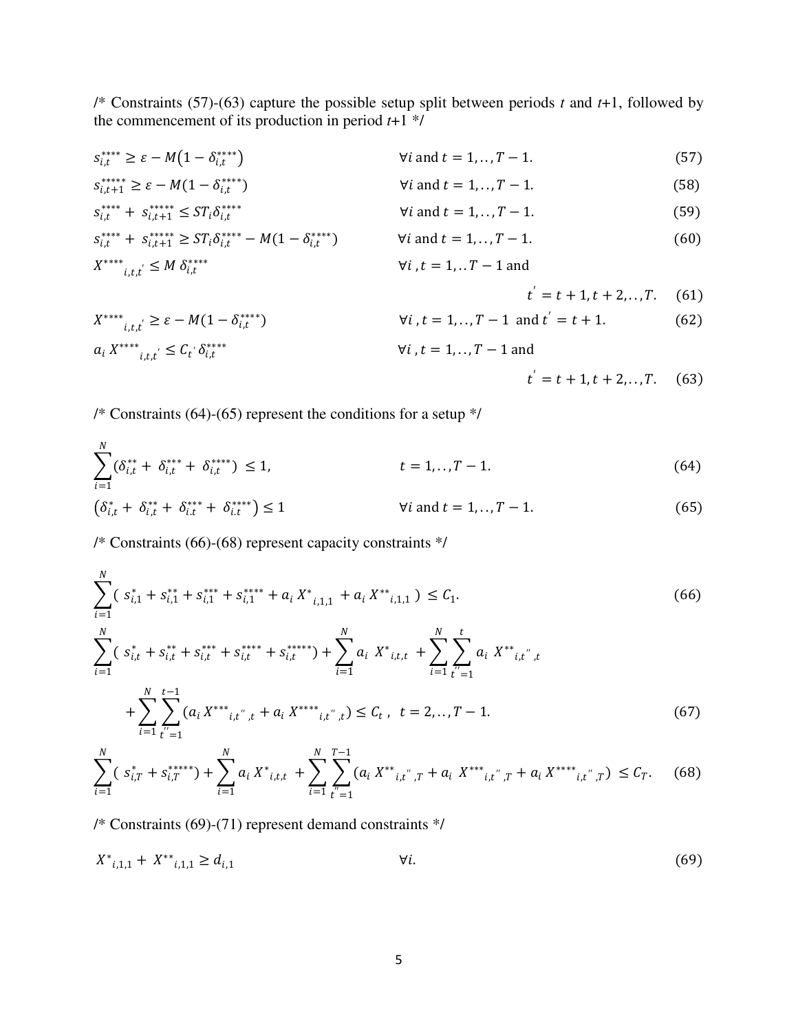/* Constraints (57)-(63) capture the possible setup split between periods $t$ and $t$+1, followed by the commencement of its production in period $t$+1 */

$$s_{i,t}^{****} \geq \varepsilon - M\left(1 - \delta_{i,t}^{****}\right) \qquad \forall i \text{ and } t = 1,..,T-1. \tag{57}$$

$$s_{i,t+1}^{*****} \geq \varepsilon - M(1 - \delta_{i,t}^{****}) \qquad \forall i \text{ and } t = 1,..,T-1. \tag{58}$$

$$s_{i,t}^{****} + s_{i,t+1}^{*****} \leq ST_i \delta_{i,t}^{****} \qquad \forall i \text{ and } t = 1,..,T-1. \tag{59}$$

$$s_{i,t}^{****} + s_{i,t+1}^{*****} \geq ST_i \delta_{i,t}^{****} - M(1 - \delta_{i,t}^{****}) \qquad \forall i \text{ and } t = 1,..,T-1. \tag{60}$$

$$X^{****}{}_{i,t,t'} \leq M\, \delta_{i,t}^{****} \qquad \forall i, t = 1,..T-1 \text{ and } t' = t+1, t+2,.., T. \tag{61}$$

$$X^{****}{}_{i,t,t'} \geq \varepsilon - M(1 - \delta_{i,t}^{****}) \qquad \forall i, t = 1,..,T-1 \text{ and } t' = t+1. \tag{62}$$

$$a_i\, X^{****}{}_{i,t,t'} \leq C_{t'}\, \delta_{i,t}^{****} \qquad \forall i, t = 1,..,T-1 \text{ and } t' = t+1, t+2,.., T. \tag{63}$$

/* Constraints (64)-(65) represent the conditions for a setup */

$$\sum_{i=1}^{N} (\delta_{i,t}^{**} + \delta_{i,t}^{***} + \delta_{i,t}^{****}) \leq 1, \qquad t = 1,..,T-1. \tag{64}$$

$$\left(\delta_{i,t}^{*} + \delta_{i,t}^{**} + \delta_{i.t}^{***} + \delta_{i.t}^{****}\right) \leq 1 \qquad \forall i \text{ and } t = 1,..,T-1. \tag{65}$$

/* Constraints (66)-(68) represent capacity constraints */

$$\sum_{i=1}^{N} (\, s_{i,1}^{*} + s_{i,1}^{**} + s_{i,1}^{***} + s_{i,1}^{****} + a_i\, X^{*}{}_{i,1,1} + a_i\, X^{**}{}_{i,1,1}\,) \leq C_1. \tag{66}$$

$$\sum_{i=1}^{N} (\, s_{i,t}^{*} + s_{i,t}^{**} + s_{i,t}^{***} + s_{i,t}^{****} + s_{i,t}^{*****}) + \sum_{i=1}^{N} a_i\; X^{*}{}_{i,t,t} + \sum_{i=1}^{N}\sum_{t''=1}^{t} a_i\; X^{**}{}_{i,t'',t} + \sum_{i=1}^{N}\sum_{t''=1}^{t-1} (a_i\, X^{***}{}_{i,t'',t} + a_i\, X^{****}{}_{i,t'',t}) \leq C_t\,, \quad t = 2,..,T-1. \tag{67}$$

$$\sum_{i=1}^{N} (\, s_{i,T}^{*} + s_{i,T}^{*****}) + \sum_{i=1}^{N} a_i\, X^{*}{}_{i,t,t} + \sum_{i=1}^{N}\sum_{t''=1}^{T-1} (a_i\, X^{**}{}_{i,t'',T} + a_i\;\, X^{***}{}_{i,t'',T} + a_i\, X^{****}{}_{i,t'',T}) \leq C_T. \tag{68}$$

/* Constraints (69)-(71) represent demand constraints */

$$X^{*}{}_{i,1,1} + X^{**}{}_{i,1,1} \geq d_{i,1} \qquad \forall i. \tag{69}$$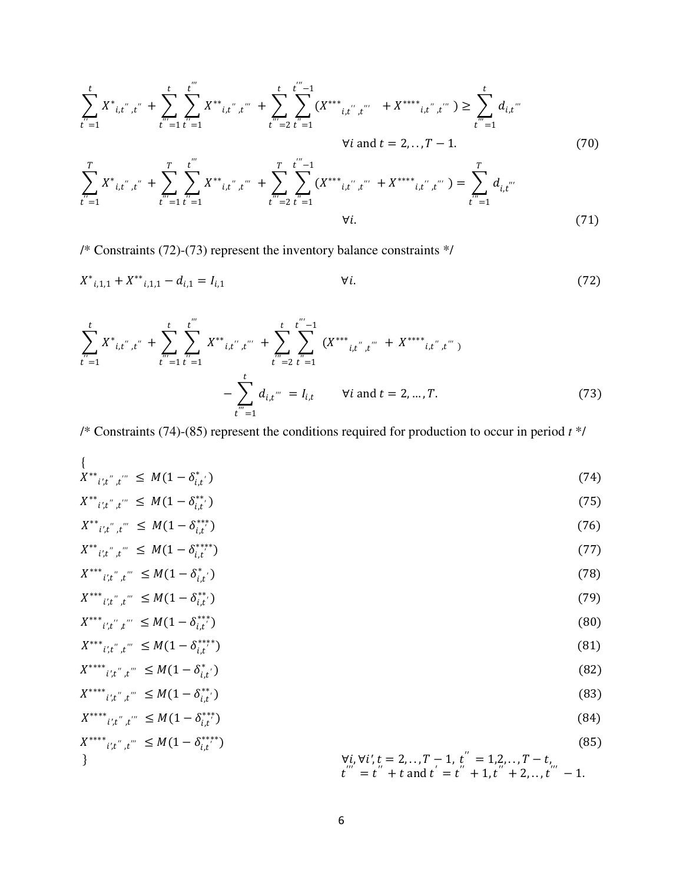$$\sum_{t''=1}^{t} X^{*}{}_{i,t'',t''} + \sum_{t'''=1}^{t} \sum_{t''=1}^{t'''} X^{**}{}_{i,t'',t'''} + \sum_{t'''=2}^{t} \sum_{t''=1}^{t'''-1} (X^{***}{}_{i,t'',t'''} + X^{****}{}_{i,t'',t'''}) \geq \sum_{t'''=1}^{t} d_{i,t'''}$$

$$\forall i \text{ and } t = 2,..,T-1. \tag{70}$$

$$\sum_{t''=1}^{T} X^{*}{}_{i,t'',t''} + \sum_{t'''=1}^{T} \sum_{t''=1}^{t'''} X^{**}{}_{i,t'',t'''} + \sum_{t'''=2}^{T} \sum_{t''=1}^{t'''-1} (X^{***}{}_{i,t'',t'''} + X^{****}{}_{i,t'',t'''}) = \sum_{t'''=1}^{T} d_{i,t'''}$$

$$\forall i. \tag{71}$$

/* Constraints (72)-(73) represent the inventory balance constraints */

$$X^{*}{}_{i,1,1} + X^{**}{}_{i,1,1} - d_{i,1} = I_{i,1} \qquad \forall i. \tag{72}$$

$$\sum_{t''=1}^{t} X^{*}{}_{i,t'',t''} + \sum_{t'''=1}^{t} \sum_{t''=1}^{t'''} X^{**}{}_{i,t'',t'''} + \sum_{t'''=2}^{t} \sum_{t''=1}^{t'''-1} (X^{***}{}_{i,t'',t'''} + X^{****}{}_{i,t'',t'''})$$

$$- \sum_{t'''=1}^{t} d_{i,t'''} = I_{i,t} \qquad \forall i \text{ and } t = 2, \ldots, T. \tag{73}$$

/* Constraints (74)-(85) represent the conditions required for production to occur in period *t* */

{

$$X^{**}{}_{i',t'',t'''} \leq M(1 - \delta^{*}_{i,t'}) \tag{74}$$

$$X^{**}{}_{i',t'',t'''} \leq M(1 - \delta^{**}_{i,t'}) \tag{75}$$

$$X^{**}{}_{i',t'',t'''} \leq M(1 - \delta^{***}_{i,t'}) \tag{76}$$

$$X^{**}{}_{i',t'',t'''} \leq M(1 - \delta^{****}_{i,t'}) \tag{77}$$

$$X^{***}{}_{i',t'',t'''} \leq M(1 - \delta^{*}_{i,t'}) \tag{78}$$

$$X^{***}{}_{i',t'',t'''} \leq M(1 - \delta^{**}_{i,t'}) \tag{79}$$

$$X^{***}{}_{i',t'',t'''} \leq M(1 - \delta^{***}_{i,t'}) \tag{80}$$

$$X^{***}{}_{i',t'',t'''} \leq M(1 - \delta^{****}_{i,t'}) \tag{81}$$

$$X^{****}{}_{i',t'',t'''} \leq M(1 - \delta^{*}_{i,t'}) \tag{82}$$

$$X^{****}{}_{i',t'',t'''} \leq M(1 - \delta^{**}_{i,t'}) \tag{83}$$

$$X^{****}{}_{i',t'',t'''} \leq M(1 - \delta^{***}_{i,t'}) \tag{84}$$

$$X^{****}{}_{i',t'',t'''} \leq M(1 - \delta^{****}_{i,t'}) \tag{85}$$

}

$\forall i, \forall i', t = 2,..,T-1,\ t'' = 1,2,..,T-t,$
$t''' = t'' + t$ and $t' = t'' + 1, t'' + 2,.., t''' - 1.$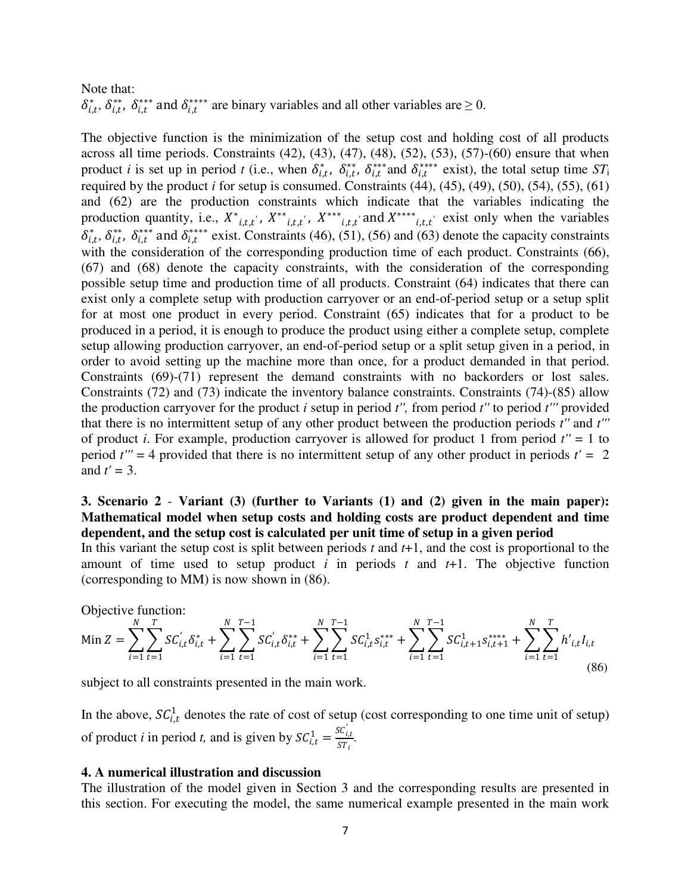Note that:
$\delta^*_{i,t}$, $\delta^{**}_{i,t}$, $\delta^{***}_{i,t}$ and $\delta^{****}_{i,t}$ are binary variables and all other variables are $\geq 0$.

The objective function is the minimization of the setup cost and holding cost of all products across all time periods. Constraints (42), (43), (47), (48), (52), (53), (57)-(60) ensure that when product *i* is set up in period *t* (i.e., when $\delta^*_{i,t}$, $\delta^{**}_{i,t}$, $\delta^{***}_{i,t}$ and $\delta^{****}_{i,t}$ exist), the total setup time $ST_i$ required by the product *i* for setup is consumed. Constraints (44), (45), (49), (50), (54), (55), (61) and (62) are the production constraints which indicate that the variables indicating the production quantity, i.e., $X^*_{i,t,t'}$, $X^{**}_{i,t,t'}$, $X^{***}_{i,t,t'}$ and $X^{****}_{i,t,t'}$ exist only when the variables $\delta^*_{i,t}$, $\delta^{**}_{i,t}$, $\delta^{***}_{i,t}$ and $\delta^{****}_{i,t}$ exist. Constraints (46), (51), (56) and (63) denote the capacity constraints with the consideration of the corresponding production time of each product. Constraints (66), (67) and (68) denote the capacity constraints, with the consideration of the corresponding possible setup time and production time of all products. Constraint (64) indicates that there can exist only a complete setup with production carryover or an end-of-period setup or a setup split for at most one product in every period. Constraint (65) indicates that for a product to be produced in a period, it is enough to produce the product using either a complete setup, complete setup allowing production carryover, an end-of-period setup or a split setup given in a period, in order to avoid setting up the machine more than once, for a product demanded in that period. Constraints (69)-(71) represent the demand constraints with no backorders or lost sales. Constraints (72) and (73) indicate the inventory balance constraints. Constraints (74)-(85) allow the production carryover for the product *i* setup in period *t''*, from period *t''* to period *t'''* provided that there is no intermittent setup of any other product between the production periods *t''* and *t'''* of product *i*. For example, production carryover is allowed for product 1 from period *t''* = 1 to period *t'''* = 4 provided that there is no intermittent setup of any other product in periods *t'* = 2 and *t'* = 3.

## 3. Scenario 2 - Variant (3) (further to Variants (1) and (2) given in the main paper): Mathematical model when setup costs and holding costs are product dependent and time dependent, and the setup cost is calculated per unit time of setup in a given period

In this variant the setup cost is split between periods *t* and *t*+1, and the cost is proportional to the amount of time used to setup product *i* in periods *t* and *t*+1. The objective function (corresponding to MM) is now shown in (86).

Objective function:

$$\text{Min } Z = \sum_{i=1}^{N}\sum_{t=1}^{T} SC'_{i,t}\delta^*_{i,t} + \sum_{i=1}^{N}\sum_{t=1}^{T-1} SC'_{i,t}\delta^{**}_{i,t} + \sum_{i=1}^{N}\sum_{t=1}^{T-1} SC^1_{i,t}s^{***}_{i,t} + \sum_{i=1}^{N}\sum_{t=1}^{T-1} SC^1_{i,t+1}s^{****}_{i,t+1} + \sum_{i=1}^{N}\sum_{t=1}^{T} h'_{i,t}I_{i,t} \tag{86}$$

subject to all constraints presented in the main work.

In the above, $SC^1_{i,t}$ denotes the rate of cost of setup (cost corresponding to one time unit of setup) of product *i* in period *t,* and is given by $SC^1_{i,t} = \frac{SC'_{i,t}}{ST_i}$.

## 4. A numerical illustration and discussion

The illustration of the model given in Section 3 and the corresponding results are presented in this section. For executing the model, the same numerical example presented in the main work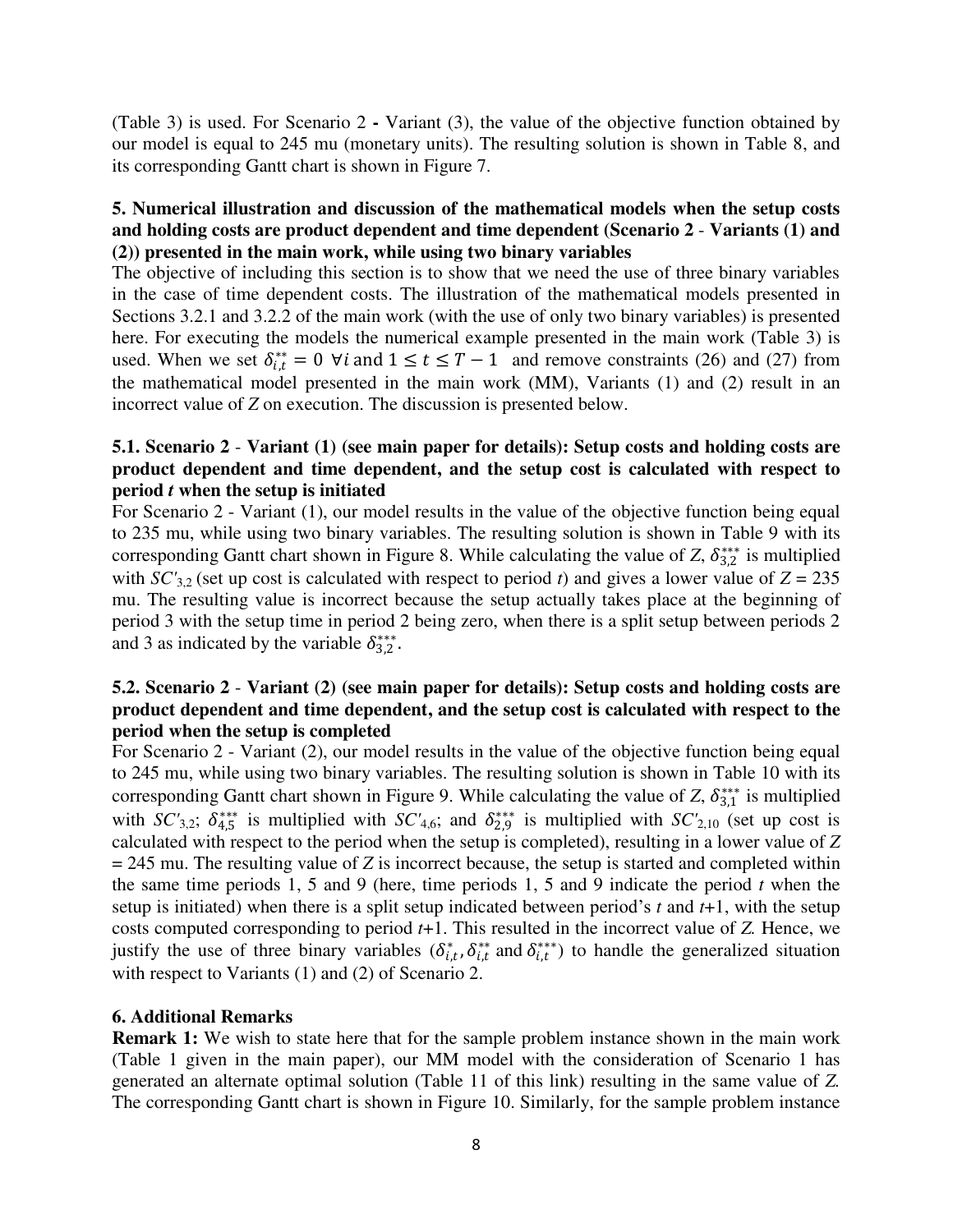(Table 3) is used. For Scenario 2 **-** Variant (3), the value of the objective function obtained by our model is equal to 245 mu (monetary units). The resulting solution is shown in Table 8, and its corresponding Gantt chart is shown in Figure 7.

## 5. Numerical illustration and discussion of the mathematical models when the setup costs and holding costs are product dependent and time dependent (Scenario 2 - Variants (1) and (2)) presented in the main work, while using two binary variables

The objective of including this section is to show that we need the use of three binary variables in the case of time dependent costs. The illustration of the mathematical models presented in Sections 3.2.1 and 3.2.2 of the main work (with the use of only two binary variables) is presented here. For executing the models the numerical example presented in the main work (Table 3) is used. When we set $\delta_{i,t}^{**} = 0 \ \forall i$ and $1 \leq t \leq T-1$ and remove constraints (26) and (27) from the mathematical model presented in the main work (MM), Variants (1) and (2) result in an incorrect value of *Z* on execution. The discussion is presented below.

### 5.1. Scenario 2 - Variant (1) (see main paper for details): Setup costs and holding costs are product dependent and time dependent, and the setup cost is calculated with respect to period *t* when the setup is initiated

For Scenario 2 - Variant (1), our model results in the value of the objective function being equal to 235 mu, while using two binary variables. The resulting solution is shown in Table 9 with its corresponding Gantt chart shown in Figure 8. While calculating the value of *Z*, $\delta_{3,2}^{***}$ is multiplied with $SC'_{3,2}$ (set up cost is calculated with respect to period *t*) and gives a lower value of *Z* = 235 mu. The resulting value is incorrect because the setup actually takes place at the beginning of period 3 with the setup time in period 2 being zero, when there is a split setup between periods 2 and 3 as indicated by the variable $\delta_{3,2}^{***}$.

### 5.2. Scenario 2 - Variant (2) (see main paper for details): Setup costs and holding costs are product dependent and time dependent, and the setup cost is calculated with respect to the period when the setup is completed

For Scenario 2 - Variant (2), our model results in the value of the objective function being equal to 245 mu, while using two binary variables. The resulting solution is shown in Table 10 with its corresponding Gantt chart shown in Figure 9. While calculating the value of *Z*, $\delta_{3,1}^{***}$ is multiplied with $SC'_{3,2}$; $\delta_{4,5}^{***}$ is multiplied with $SC'_{4,6}$; and $\delta_{2,9}^{***}$ is multiplied with $SC'_{2,10}$ (set up cost is calculated with respect to the period when the setup is completed), resulting in a lower value of *Z* = 245 mu. The resulting value of *Z* is incorrect because, the setup is started and completed within the same time periods 1, 5 and 9 (here, time periods 1, 5 and 9 indicate the period *t* when the setup is initiated) when there is a split setup indicated between period's *t* and *t*+1, with the setup costs computed corresponding to period *t*+1. This resulted in the incorrect value of *Z.* Hence, we justify the use of three binary variables ($\delta_{i,t}^{*}, \delta_{i,t}^{**}$ and $\delta_{i,t}^{***}$) to handle the generalized situation with respect to Variants (1) and (2) of Scenario 2.

## 6. Additional Remarks

**Remark 1:** We wish to state here that for the sample problem instance shown in the main work (Table 1 given in the main paper), our MM model with the consideration of Scenario 1 has generated an alternate optimal solution (Table 11 of this link) resulting in the same value of *Z.* The corresponding Gantt chart is shown in Figure 10. Similarly, for the sample problem instance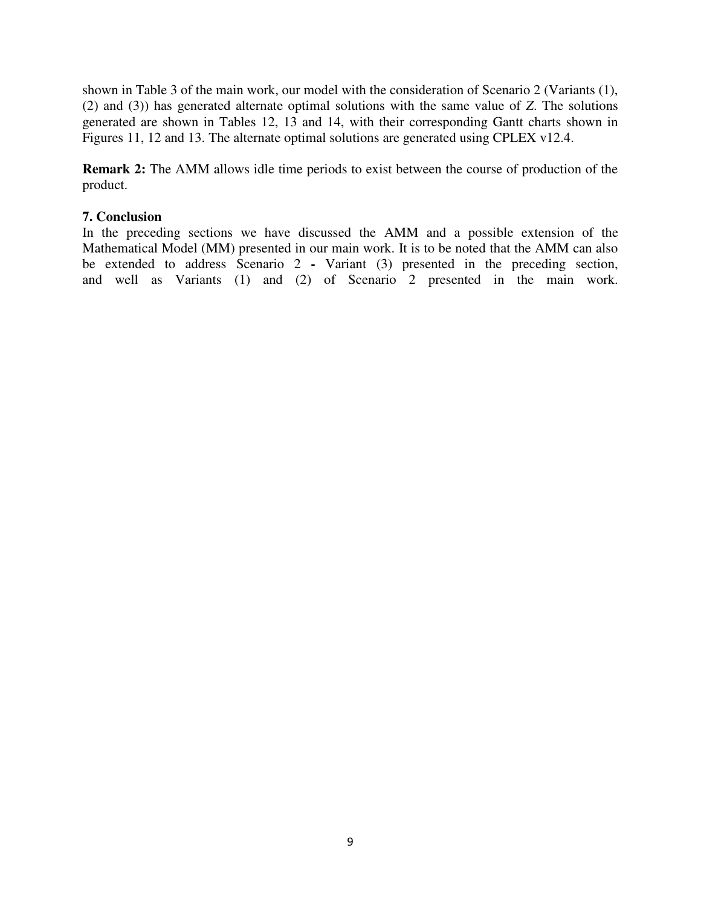shown in Table 3 of the main work, our model with the consideration of Scenario 2 (Variants (1), (2) and (3)) has generated alternate optimal solutions with the same value of *Z*. The solutions generated are shown in Tables 12, 13 and 14, with their corresponding Gantt charts shown in Figures 11, 12 and 13. The alternate optimal solutions are generated using CPLEX v12.4.

**Remark 2:** The AMM allows idle time periods to exist between the course of production of the product.

## 7. Conclusion

In the preceding sections we have discussed the AMM and a possible extension of the Mathematical Model (MM) presented in our main work. It is to be noted that the AMM can also be extended to address Scenario 2 **-** Variant (3) presented in the preceding section, and well as Variants (1) and (2) of Scenario 2 presented in the main work.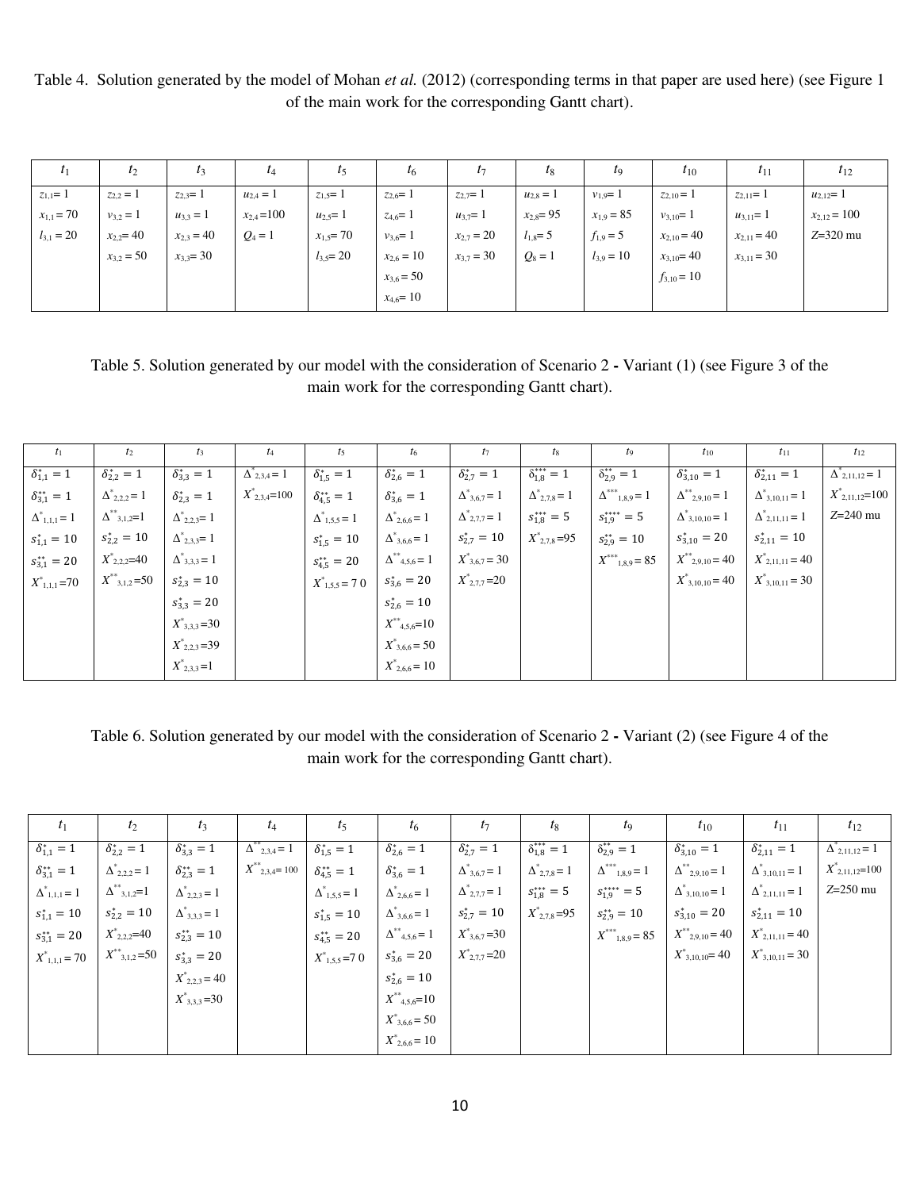Table 4. Solution generated by the model of Mohan *et al.* (2012) (corresponding terms in that paper are used here) (see Figure 1 of the main work for the corresponding Gantt chart).

| $t_1$ | $t_2$ | $t_3$ | $t_4$ | $t_5$ | $t_6$ | $t_7$ | $t_8$ | $t_9$ | $t_{10}$ | $t_{11}$ | $t_{12}$ |
|---|---|---|---|---|---|---|---|---|---|---|---|
| $z_{1,1}= 1$<br>$x_{1,1} = 70$<br>$l_{3,1} = 20$ | $z_{2,2} = 1$<br>$v_{3,2} = 1$<br>$x_{2,2}= 40$<br>$x_{3,2} = 50$ | $z_{2,3}= 1$<br>$u_{3,3} = 1$<br>$x_{2,3} = 40$<br>$x_{3,3}= 30$ | $u_{2,4} = 1$<br>$x_{2,4} =100$<br>$Q_4 = 1$ | $z_{1,5}= 1$<br>$u_{2,5}= 1$<br>$x_{1,5}= 70$<br>$l_{3,5}= 20$ | $z_{2,6}= 1$<br>$z_{4,6}= 1$<br>$v_{3,6}= 1$<br>$x_{2,6} = 10$<br>$x_{3,6} = 50$<br>$x_{4,6}= 10$ | $z_{2,7}= 1$<br>$u_{3,7}= 1$<br>$x_{2,7} = 20$<br>$x_{3,7} = 30$ | $u_{2,8} = 1$<br>$x_{2,8}= 95$<br>$l_{1,8}= 5$<br>$Q_8 = 1$ | $v_{1,9}= 1$<br>$x_{1,9} = 85$<br>$f_{1,9} = 5$<br>$l_{3,9} = 10$ | $z_{2,10} = 1$<br>$v_{3,10}= 1$<br>$x_{2,10} = 40$<br>$x_{3,10}= 40$<br>$f_{3,10} = 10$ | $z_{2,11}= 1$<br>$u_{3,11}= 1$<br>$x_{2,11} = 40$<br>$x_{3,11} = 30$ | $u_{2,12}= 1$<br>$x_{2,12} = 100$<br>$Z$=320 mu |

Table 5. Solution generated by our model with the consideration of Scenario 2 - Variant (1) (see Figure 3 of the main work for the corresponding Gantt chart).

| $t_1$ | $t_2$ | $t_3$ | $t_4$ | $t_5$ | $t_6$ | $t_7$ | $t_8$ | $t_9$ | $t_{10}$ | $t_{11}$ | $t_{12}$ |
|---|---|---|---|---|---|---|---|---|---|---|---|
| $\delta^*_{1,1} = 1$<br>$\delta^{**}_{3,1} = 1$<br>$\Delta^*_{1,1,1} = 1$<br>$s^*_{1,1} = 10$<br>$s^{**}_{3,1} = 20$<br>$X^*_{1,1,1}$=70 | $\delta^*_{2,2} = 1$<br>$\Delta^*_{2,2,2} = 1$<br>$\Delta^{**}_{3,1,2}$=1<br>$s^*_{2,2} = 10$<br>$X^*_{2,2,2}$=40<br>$X^{**}_{3,1,2}$=50 | $\delta^*_{3,3} = 1$<br>$\delta^*_{2,3} = 1$<br>$\Delta^*_{2,2,3}$= 1<br>$\Delta^*_{3,3,3}$= 1<br>$s^*_{2,3} = 10$<br>$s^*_{3,3} = 20$<br>$X^*_{3,3,3}$=30<br>$X^*_{2,2,3}$=39<br>$X^*_{2,3,3}$=1 | $\Delta^*_{2,3,4}$= 1<br>$X^*_{2,3,4}$=100 | $\delta^*_{1,5} = 1$<br>$\delta^{**}_{4,5} = 1$<br>$\Delta^*_{1,5,5}$ = 1<br>$s^*_{1,5} = 10$<br>$s^{**}_{4,5} = 20$<br>$X^*_{1,5,5}$ = 7 0 | $\delta^*_{2,6} = 1$<br>$\delta^*_{3,6} = 1$<br>$\Delta^*_{2,6,6}$= 1<br>$\Delta^*_{3,6,6}$= 1<br>$\Delta^{**}_{4,5,6}$= 1<br>$s^*_{3,6} = 20$<br>$s^*_{2,6} = 10$<br>$X^{**}_{4,5,6}$=10<br>$X^*_{3,6,6}$ = 50<br>$X^*_{2,6,6}$ = 10 | $\delta^*_{2,7} = 1$<br>$\Delta^*_{3,6,7}$= 1<br>$\Delta^*_{2,7,7}$= 1<br>$s^*_{2,7} = 10$<br>$X^*_{3,6,7}$ = 30<br>$X^*_{2,7,7}$=20 | $\delta^{***}_{1,8} = 1$<br>$\Delta^*_{2,7,8}$= 1<br>$s^{***}_{1,8} = 5$<br>$X^*_{2,7,8}$=95 | $\delta^{**}_{2,9} = 1$<br>$\Delta^{***}_{1,8,9}$= 1<br>$s^{****}_{1,9} = 5$<br>$s^{**}_{2,9} = 10$<br>$X^{***}_{1,8,9}$= 85 | $\delta^*_{3,10} = 1$<br>$\Delta^{**}_{2,9,10}$= 1<br>$\Delta^*_{3,10,10}$= 1<br>$s^*_{3,10} = 20$<br>$X^{**}_{2,9,10}$= 40<br>$X^*_{3,10,10}$= 40 | $\delta^*_{2,11} = 1$<br>$\Delta^*_{3,10,11}$= 1<br>$\Delta^*_{2,11,11}$= 1<br>$s^*_{2,11} = 10$<br>$X^*_{2,11,11}$= 40<br>$X^*_{3,10,11}$= 30 | $\Delta^*_{2,11,12}$= 1<br>$X^*_{2,11,12}$=100<br>$Z$=240 mu |

Table 6. Solution generated by our model with the consideration of Scenario 2 - Variant (2) (see Figure 4 of the main work for the corresponding Gantt chart).

| $t_1$ | $t_2$ | $t_3$ | $t_4$ | $t_5$ | $t_6$ | $t_7$ | $t_8$ | $t_9$ | $t_{10}$ | $t_{11}$ | $t_{12}$ |
|---|---|---|---|---|---|---|---|---|---|---|---|
| $\delta^*_{1,1} = 1$<br>$\delta^{**}_{3,1} = 1$<br>$\Delta^*_{1,1,1}$ = 1<br>$s^*_{1,1} = 10$<br>$s^{**}_{3,1} = 20$<br>$X^*_{1,1,1}$ = 70 | $\delta^*_{2,2} = 1$<br>$\Delta^*_{2,2,2}$ = 1<br>$\Delta^{**}_{3,1,2}$=1<br>$s^*_{2,2} = 10$<br>$X^*_{2,2,2}$=40<br>$X^{**}_{3,1,2}$=50 | $\delta^*_{3,3} = 1$<br>$\delta^{**}_{2,3} = 1$<br>$\Delta^*_{2,2,3}$ = 1<br>$\Delta^*_{3,3,3}$ = 1<br>$s^{**}_{2,3} = 10$<br>$s^*_{3,3} = 20$<br>$X^*_{2,2,3}$ = 40<br>$X^*_{3,3,3}$=30 | $\Delta^{**}_{2,3,4}$ = 1<br>$X^{**}_{2,3,4}$= 100 | $\delta^*_{1,5} = 1$<br>$\delta^{**}_{4,5} = 1$<br>$\Delta^*_{1,5,5}$ = 1<br>$s^*_{1,5} = 10$<br>$s^{**}_{4,5} = 20$<br>$X^*_{1,5,5}$=7 0 | $\delta^*_{2,6} = 1$<br>$\delta^*_{3,6} = 1$<br>$\Delta^*_{2,6,6}$ = 1<br>$\Delta^*_{3,6,6}$ = 1<br>$\Delta^{**}_{4,5,6}$ = 1<br>$s^*_{3,6} = 20$<br>$s^*_{2,6} = 10$<br>$X^{**}_{4,5,6}$=10<br>$X^*_{3,6,6}$ = 50<br>$X^*_{2,6,6}$ = 10 | $\delta^*_{2,7} = 1$<br>$\Delta^*_{3,6,7}$ = 1<br>$\Delta^*_{2,7,7}$ = 1<br>$s^*_{2,7} = 10$<br>$X^*_{3,6,7}$=30<br>$X^*_{2,7,7}$=20 | $\delta^{***}_{1,8} = 1$<br>$\Delta^*_{2,7,8}$ = 1<br>$s^{***}_{1,8} = 5$<br>$X^*_{2,7,8}$=95 | $\delta^{**}_{2,9} = 1$<br>$\Delta^{***}_{1,8,9}$ = 1<br>$s^{****}_{1,9} = 5$<br>$s^{**}_{2,9} = 10$<br>$X^{***}_{1,8,9}$ = 85 | $\delta^*_{3,10} = 1$<br>$\Delta^{**}_{2,9,10}$ = 1<br>$\Delta^*_{3,10,10}$ = 1<br>$s^*_{3,10} = 20$<br>$X^{**}_{2,9,10}$ = 40<br>$X^*_{3,10,10}$= 40 | $\delta^*_{2,11} = 1$<br>$\Delta^*_{3,10,11}$ = 1<br>$\Delta^*_{2,11,11}$ = 1<br>$s^*_{2,11} = 10$<br>$X^*_{2,11,11}$ = 40<br>$X^*_{3,10,11}$ = 30 | $\Delta^*_{2,11,12}$ = 1<br>$X^*_{2,11,12}$=100<br>$Z$=250 mu |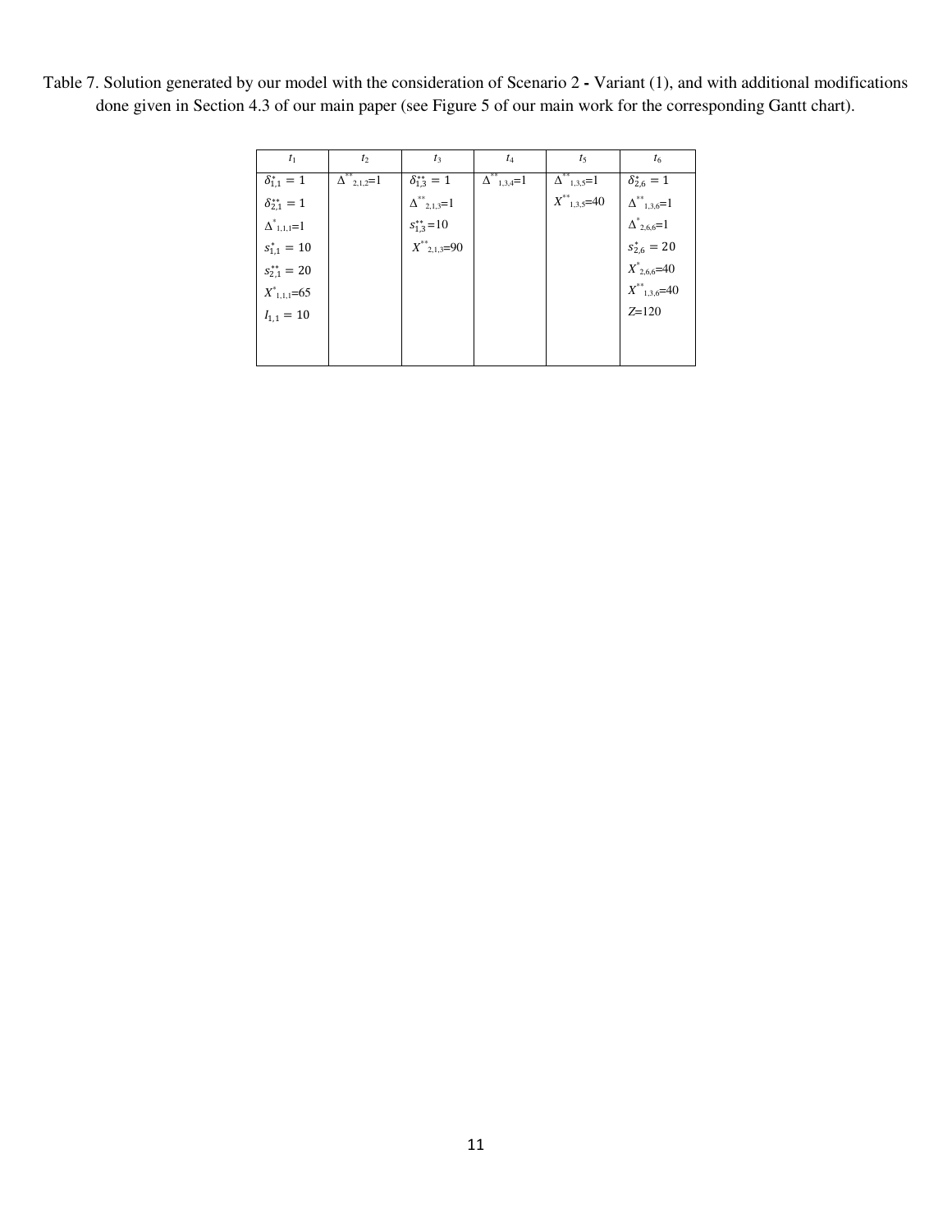Table 7. Solution generated by our model with the consideration of Scenario 2 **-** Variant (1), and with additional modifications done given in Section 4.3 of our main paper (see Figure 5 of our main work for the corresponding Gantt chart).

| $t_1$ | $t_2$ | $t_3$ | $t_4$ | $t_5$ | $t_6$ |
|---|---|---|---|---|---|
| $\delta^{*}_{1,1} = 1$<br>$\delta^{**}_{2,1} = 1$<br>$\Delta^{*}_{1,1,1}=1$<br>$s^{*}_{1,1} = 10$<br>$s^{**}_{2,1} = 20$<br>$X^{*}_{1,1,1}=65$<br>$I_{1,1} = 10$ | $\Delta^{**}_{2,1,2}=1$ | $\delta^{**}_{1,3} = 1$<br>$\Delta^{**}_{2,1,3}=1$<br>$s^{**}_{1,3}=10$<br>$X^{**}_{2,1,3}=90$ | $\Delta^{**}_{1,3,4}=1$ | $\Delta^{**}_{1,3,5}=1$<br>$X^{**}_{1,3,5}=40$ | $\delta^{*}_{2,6} = 1$<br>$\Delta^{**}_{1,3,6}=1$<br>$\Delta^{*}_{2,6,6}=1$<br>$s^{*}_{2,6} = 20$<br>$X^{*}_{2,6,6}=40$<br>$X^{**}_{1,3,6}=40$<br>$Z$=120 |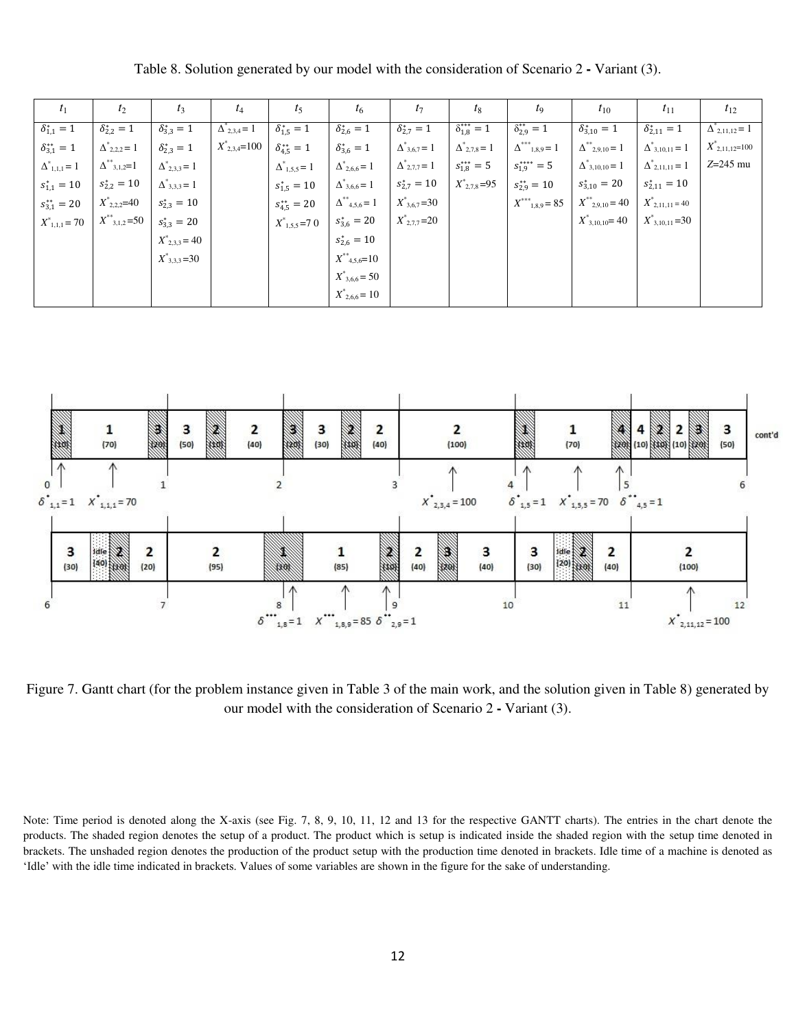Table 8. Solution generated by our model with the consideration of Scenario 2 - Variant (3).

| $t_1$ | $t_2$ | $t_3$ | $t_4$ | $t_5$ | $t_6$ | $t_7$ | $t_8$ | $t_9$ | $t_{10}$ | $t_{11}$ | $t_{12}$ |
|---|---|---|---|---|---|---|---|---|---|---|---|
| $\delta^{*}_{1,1}=1$ | $\delta^{*}_{2,2}=1$ | $\delta^{*}_{3,3}=1$ | $\Delta^{*}_{2,3,4}=1$ | $\delta^{*}_{1,5}=1$ | $\delta^{*}_{2,6}=1$ | $\delta^{*}_{2,7}=1$ | $\delta^{***}_{1,8}=1$ | $\delta^{**}_{2,9}=1$ | $\delta^{*}_{3,10}=1$ | $\delta^{*}_{2,11}=1$ | $\Delta^{*}_{2,11,12}=1$ |
| $\delta^{**}_{3,1}=1$ | $\Delta^{*}_{2,2,2}=1$ | $\delta^{*}_{2,3}=1$ | $X^{*}_{2,3,4}$=100 | $\delta^{**}_{4,5}=1$ | $\delta^{*}_{3,6}=1$ | $\Delta^{*}_{3,6,7}=1$ | $\Delta^{*}_{2,7,8}=1$ | $\Delta^{***}_{1,8,9}=1$ | $\Delta^{**}_{2,9,10}=1$ | $\Delta^{*}_{3,10,11}=1$ | $X^{*}_{2,11,12}$=100 |
| $\Delta^{*}_{1,1,1}=1$ | $\Delta^{**}_{3,1,2}=1$ | $\Delta^{*}_{2,3,3}=1$ | | $\Delta^{*}_{1,5,5}=1$ | $\Delta^{*}_{2,6,6}=1$ | $\Delta^{*}_{2,7,7}=1$ | $s^{***}_{1,8}=5$ | $s^{****}_{1,9}=5$ | $\Delta^{*}_{3,10,10}=1$ | $\Delta^{*}_{2,11,11}=1$ | $Z$=245 mu |
| $s^{*}_{1,1}=10$ | $s^{*}_{2,2}=10$ | $\Delta^{*}_{3,3,3}=1$ | | $s^{*}_{1,5}=10$ | $\Delta^{*}_{3,6,6}=1$ | $s^{*}_{2,7}=10$ | $X^{*}_{2,7,8}$=95 | $s^{**}_{2,9}=10$ | $s^{*}_{3,10}=20$ | $s^{*}_{2,11}=10$ | |
| $s^{**}_{3,1}=20$ | $X^{*}_{2,2,2}$=40 | $s^{*}_{2,3}=10$ | | $s^{**}_{4,5}=20$ | $\Delta^{**}_{4,5,6}=1$ | $X^{*}_{3,6,7}$=30 | | $X^{***}_{1,8,9}=85$ | $X^{**}_{2,9,10}=40$ | $X^{*}_{2,11,11}=40$ | |
| $X^{*}_{1,1,1}=70$ | $X^{**}_{3,1,2}$=50 | $s^{*}_{3,3}=20$ | | $X^{*}_{1,5,5}$=70 | $s^{*}_{3,6}=20$ | $X^{*}_{2,7,7}$=20 | | | $X^{*}_{3,10,10}$=40 | $X^{*}_{3,10,11}$=30 | |
| | | $X^{*}_{2,3,3}$=40 | | | $s^{*}_{2,6}=10$ | | | | | | |
| | | $X^{*}_{3,3,3}$=30 | | | $X^{**}_{4,5,6}$=10 | | | | | | |
| | | | | | $X^{*}_{3,6,6}$=50 | | | | | | |
| | | | | | $X^{*}_{2,6,6}$=10 | | | | | | |

Figure 7. Gantt chart (for the problem instance given in Table 3 of the main work, and the solution given in Table 8) generated by our model with the consideration of Scenario 2 - Variant (3).

Note: Time period is denoted along the X-axis (see Fig. 7, 8, 9, 10, 11, 12 and 13 for the respective GANTT charts). The entries in the chart denote the products. The shaded region denotes the setup of a product. The product which is setup is indicated inside the shaded region with the setup time denoted in brackets. The unshaded region denotes the production of the product setup with the production time denoted in brackets. Idle time of a machine is denoted as 'Idle' with the idle time indicated in brackets. Values of some variables are shown in the figure for the sake of understanding.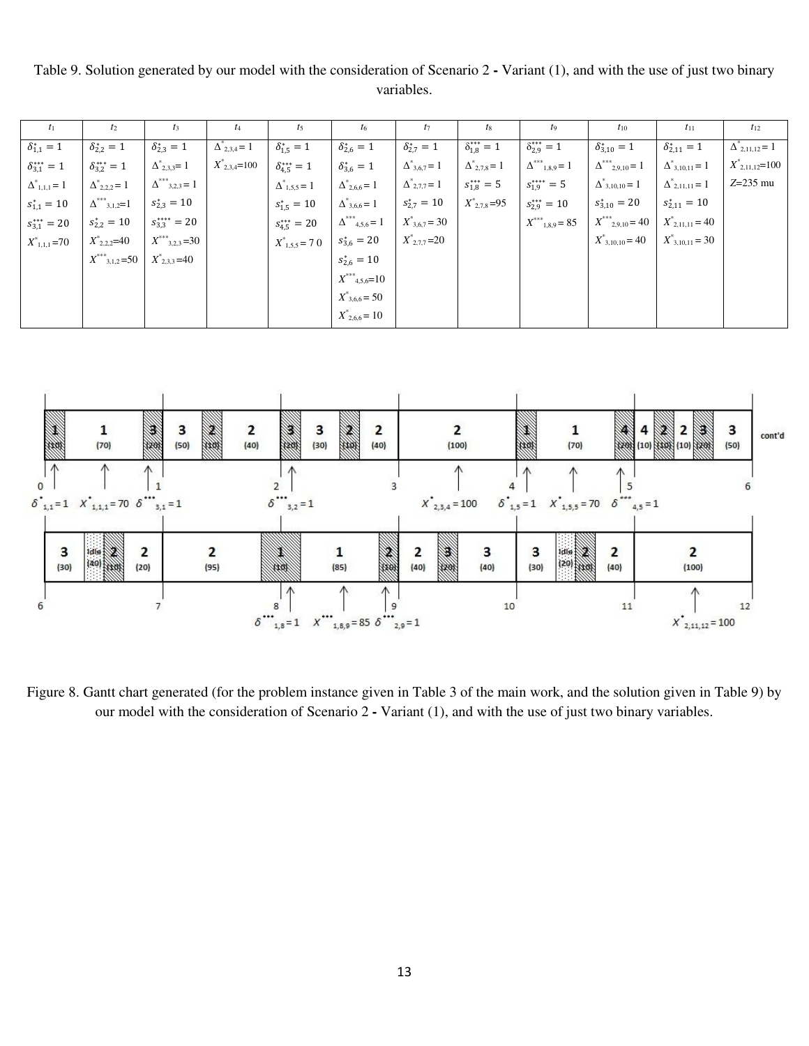Table 9. Solution generated by our model with the consideration of Scenario 2 - Variant (1), and with the use of just two binary variables.

| $t_1$ | $t_2$ | $t_3$ | $t_4$ | $t_5$ | $t_6$ | $t_7$ | $t_8$ | $t_9$ | $t_{10}$ | $t_{11}$ | $t_{12}$ |
|---|---|---|---|---|---|---|---|---|---|---|---|
| $\delta^{*}_{1,1}=1$ | $\delta^{*}_{2,2}=1$ | $\delta^{*}_{2,3}=1$ | $\Delta^{*}_{2,3,4}=1$ | $\delta^{*}_{1,5}=1$ | $\delta^{*}_{2,6}=1$ | $\delta^{*}_{2,7}=1$ | $\delta^{***}_{1,8}=1$ | $\delta^{***}_{2,9}=1$ | $\delta^{*}_{3,10}=1$ | $\delta^{*}_{2,11}=1$ | $\Delta^{*}_{2,11,12}=1$ |
| $\delta^{***}_{3,1}=1$ | $\delta^{***}_{3,2}=1$ | $\Delta^{*}_{2,3,3}=1$ | $X^{*}_{2,3,4}=100$ | $\delta^{***}_{4,5}=1$ | $\delta^{*}_{3,6}=1$ | $\Delta^{*}_{3,6,7}=1$ | $\Delta^{*}_{2,7,8}=1$ | $\Delta^{***}_{1,8,9}=1$ | $\Delta^{***}_{2,9,10}=1$ | $\Delta^{*}_{3,10,11}=1$ | $X^{*}_{2,11,12}=100$ |
| $\Delta^{*}_{1,1,1}=1$ | $\Delta^{*}_{2,2,2}=1$ | $\Delta^{***}_{3,2,3}=1$ | | $\Delta^{*}_{1,5,5}=1$ | $\Delta^{*}_{2,6,6}=1$ | $\Delta^{*}_{2,7,7}=1$ | $s^{***}_{1,8}=5$ | $s^{****}_{1,9}=5$ | $\Delta^{*}_{3,10,10}=1$ | $\Delta^{*}_{2,11,11}=1$ | $Z$=235 mu |
| $s^{*}_{1,1}=10$ | $\Delta^{***}_{3,1,2}=1$ | $s^{*}_{2,3}=10$ | | $s^{*}_{1,5}=10$ | $\Delta^{*}_{3,6,6}=1$ | $s^{*}_{2,7}=10$ | $X^{*}_{2,7,8}=95$ | $s^{***}_{2,9}=10$ | $s^{*}_{3,10}=20$ | $s^{*}_{2,11}=10$ | |
| $s^{***}_{3,1}=20$ | $s^{*}_{2,2}=10$ | $s^{***}_{3,3}=20$ | | $s^{***}_{4,5}=20$ | $\Delta^{***}_{4,5,6}=1$ | $X^{*}_{3,6,7}=30$ | | $X^{***}_{1,8,9}=85$ | $X^{***}_{2,9,10}=40$ | $X^{*}_{2,11,11}=40$ | |
| $X^{*}_{1,1,1}=70$ | $X^{*}_{2,2,2}=40$ | $X^{***}_{3,2,3}=30$ | | $X^{*}_{1,5,5}=70$ | $s^{*}_{3,6}=20$ | $X^{*}_{2,7,7}=20$ | | | $X^{*}_{3,10,10}=40$ | $X^{*}_{3,10,11}=30$ | |
| | $X^{***}_{3,1,2}=50$ | $X^{*}_{2,3,3}=40$ | | | $s^{*}_{2,6}=10$ | | | | | | |
| | | | | | $X^{***}_{4,5,6}=10$ | | | | | | |
| | | | | | $X^{*}_{3,6,6}=50$ | | | | | | |
| | | | | | $X^{*}_{2,6,6}=10$ | | | | | | |

Figure 8. Gantt chart generated (for the problem instance given in Table 3 of the main work, and the solution given in Table 9) by our model with the consideration of Scenario 2 - Variant (1), and with the use of just two binary variables.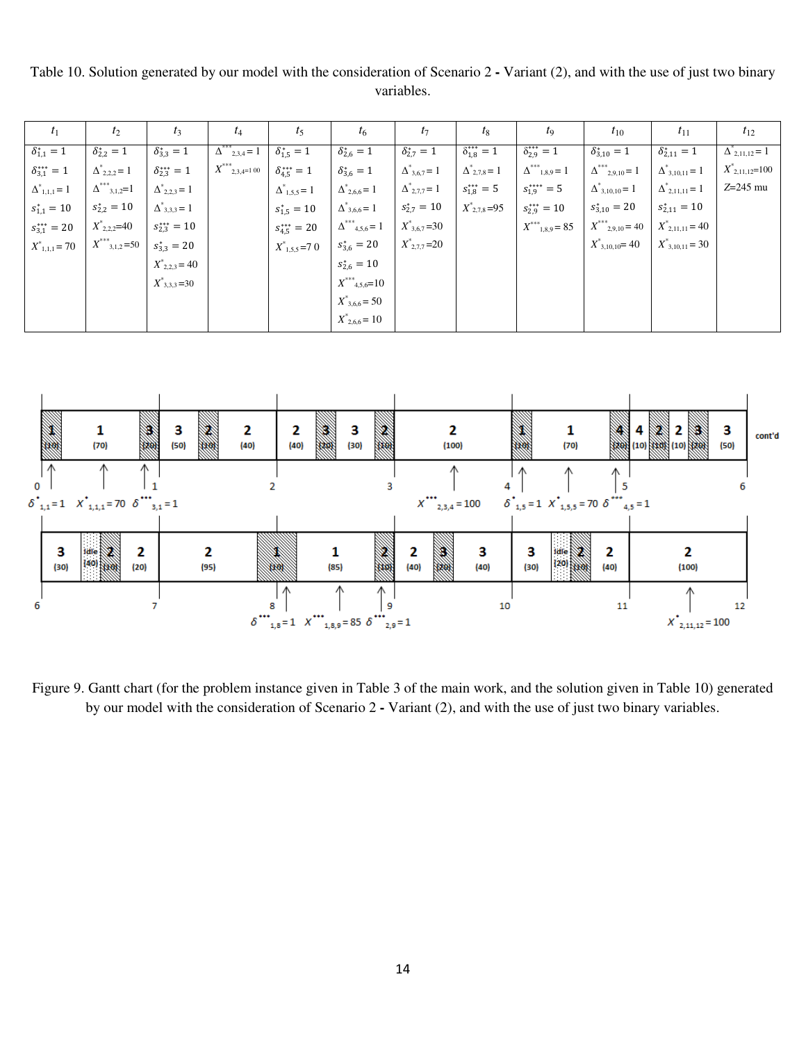Table 10. Solution generated by our model with the consideration of Scenario 2 - Variant (2), and with the use of just two binary variables.

| $t_1$ | $t_2$ | $t_3$ | $t_4$ | $t_5$ | $t_6$ | $t_7$ | $t_8$ | $t_9$ | $t_{10}$ | $t_{11}$ | $t_{12}$ |
|---|---|---|---|---|---|---|---|---|---|---|---|
| $\delta^{*}_{1,1}=1$ | $\delta^{*}_{2,2}=1$ | $\delta^{*}_{3,3}=1$ | $\Delta^{***}_{2,3,4}=1$ | $\delta^{*}_{1,5}=1$ | $\delta^{*}_{2,6}=1$ | $\delta^{*}_{2,7}=1$ | $\delta^{***}_{1,8}=1$ | $\delta^{***}_{2,9}=1$ | $\delta^{*}_{3,10}=1$ | $\delta^{*}_{2,11}=1$ | $\Delta^{*}_{2,11,12}=1$ |
| $\delta^{***}_{3,1}=1$ | $\Delta^{*}_{2,2,2}=1$ | $\delta^{***}_{2,3}=1$ | $X^{***}_{2,3,4}=100$ | $\delta^{***}_{4,5}=1$ | $\delta^{*}_{3,6}=1$ | $\Delta^{*}_{3,6,7}=1$ | $\Delta^{*}_{2,7,8}=1$ | $\Delta^{***}_{1,8,9}=1$ | $\Delta^{***}_{2,9,10}=1$ | $\Delta^{*}_{3,10,11}=1$ | $X^{*}_{2,11,12}=100$ |
| $\Delta^{*}_{1,1,1}=1$ | $\Delta^{***}_{3,1,2}=1$ | $\Delta^{*}_{2,2,3}=1$ | | $\Delta^{*}_{1,5,5}=1$ | $\Delta^{*}_{2,6,6}=1$ | $\Delta^{*}_{2,7,7}=1$ | $s^{***}_{1,8}=5$ | $s^{****}_{1,9}=5$ | $\Delta^{*}_{3,10,10}=1$ | $\Delta^{*}_{2,11,11}=1$ | $Z$=245 mu |
| $s^{*}_{1,1}=10$ | $s^{*}_{2,2}=10$ | $\Delta^{*}_{3,3,3}=1$ | | $s^{*}_{1,5}=10$ | $\Delta^{*}_{3,6,6}=1$ | $s^{*}_{2,7}=10$ | $X^{*}_{2,7,8}=95$ | $s^{***}_{2,9}=10$ | $s^{*}_{3,10}=20$ | $s^{*}_{2,11}=10$ | |
| $s^{***}_{3,1}=20$ | $X^{*}_{2,2,2}=40$ | $s^{***}_{2,3}=10$ | | $s^{***}_{4,5}=20$ | $\Delta^{***}_{4,5,6}=1$ | $X^{*}_{3,6,7}=30$ | | $X^{***}_{1,8,9}=85$ | $X^{***}_{2,9,10}=40$ | $X^{*}_{2,11,11}=40$ | |
| $X^{*}_{1,1,1}=70$ | $X^{***}_{3,1,2}=50$ | $s^{*}_{3,3}=20$ | | $X^{*}_{1,5,5}=70$ | $s^{*}_{3,6}=20$ | $X^{*}_{2,7,7}=20$ | | | $X^{*}_{3,10,10}=40$ | $X^{*}_{3,10,11}=30$ | |
| | | $X^{*}_{2,2,3}=40$ | | | $s^{*}_{2,6}=10$ | | | | | | |
| | | $X^{*}_{3,3,3}=30$ | | | $X^{***}_{4,5,6}=10$ | | | | | | |
| | | | | | $X^{*}_{3,6,6}=50$ | | | | | | |
| | | | | | $X^{*}_{2,6,6}=10$ | | | | | | |

Figure 9. Gantt chart (for the problem instance given in Table 3 of the main work, and the solution given in Table 10) generated by our model with the consideration of Scenario 2 - Variant (2), and with the use of just two binary variables.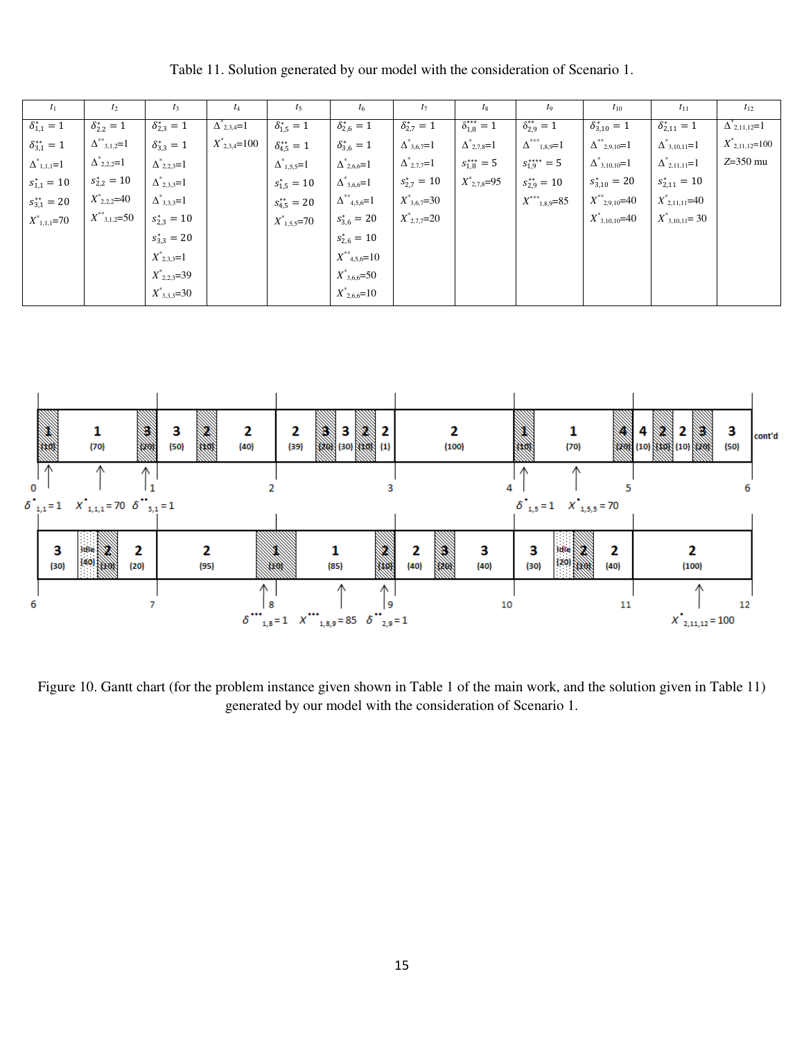Table 11. Solution generated by our model with the consideration of Scenario 1.

| $t_1$ | $t_2$ | $t_3$ | $t_4$ | $t_5$ | $t_6$ | $t_7$ | $t_8$ | $t_9$ | $t_{10}$ | $t_{11}$ | $t_{12}$ |
|---|---|---|---|---|---|---|---|---|---|---|---|
| $\delta^*_{1,1}=1$ | $\delta^*_{2,2}=1$ | $\delta^*_{2,3}=1$ | $\Delta^*_{2,3,4}=1$ | $\delta^*_{1,5}=1$ | $\delta^*_{2,6}=1$ | $\delta^*_{2,7}=1$ | $\delta^{***}_{1,8}=1$ | $\delta^{**}_{2,9}=1$ | $\delta^*_{3,10}=1$ | $\delta^*_{2,11}=1$ | $\Delta^*_{2,11,12}=1$ |
| $\delta^{**}_{3,1}=1$ | $\Delta^{**}_{3,1,2}=1$ | $\delta^*_{3,3}=1$ | $X^*_{2,3,4}=100$ | $\delta^{**}_{4,5}=1$ | $\delta^*_{3,6}=1$ | $\Delta^*_{3,6,7}=1$ | $\Delta^*_{2,7,8}=1$ | $\Delta^{***}_{1,8,9}=1$ | $\Delta^{**}_{2,9,10}=1$ | $\Delta^*_{3,10,11}=1$ | $X^*_{2,11,12}=100$ |
| $\Delta^*_{1,1,1}=1$ | $\Delta^*_{2,2,2}=1$ | $\Delta^*_{2,2,3}=1$ | | $\Delta^*_{1,5,5}=1$ | $\Delta^*_{2,6,6}=1$ | $\Delta^*_{2,7,7}=1$ | $s^{***}_{1,8}=5$ | $s^{****}_{1,9}=5$ | $\Delta^*_{3,10,10}=1$ | $\Delta^*_{2,11,11}=1$ | $Z$=350 mu |
| $s^*_{1,1}=10$ | $s^*_{2,2}=10$ | $\Delta^*_{2,3,3}=1$ | | $s^*_{1,5}=10$ | $\Delta^*_{3,6,6}=1$ | $s^*_{2,7}=10$ | $X^*_{2,7,8}=95$ | $s^{**}_{2,9}=10$ | $s^*_{3,10}=20$ | $s^*_{2,11}=10$ | |
| $s^{**}_{3,1}=20$ | $X^*_{2,2,2}=40$ | $\Delta^*_{3,3,3}=1$ | | $s^{**}_{4,5}=20$ | $\Delta^{**}_{4,5,6}=1$ | $X^*_{3,6,7}=30$ | | $X^{***}_{1,8,9}=85$ | $X^{**}_{2,9,10}=40$ | $X^*_{2,11,11}=40$ | |
| $X^*_{1,1,1}=70$ | $X^{**}_{3,1,2}=50$ | $s^*_{2,3}=10$ | | $X^*_{1,5,5}=70$ | $s^*_{3,6}=20$ | $X^*_{2,7,7}=20$ | | | $X^*_{3,10,10}=40$ | $X^*_{3,10,11}=30$ | |
| | | $s^*_{3,3}=20$ | | | $s^*_{2,6}=10$ | | | | | | |
| | | $X^*_{2,3,3}=1$ | | | $X^{**}_{4,5,6}=10$ | | | | | | |
| | | $X^*_{2,2,3}=39$ | | | $X^*_{3,6,6}=50$ | | | | | | |
| | | $X^*_{3,3,3}=30$ | | | $X^*_{2,6,6}=10$ | | | | | | |

Figure 10. Gantt chart (for the problem instance given shown in Table 1 of the main work, and the solution given in Table 11) generated by our model with the consideration of Scenario 1.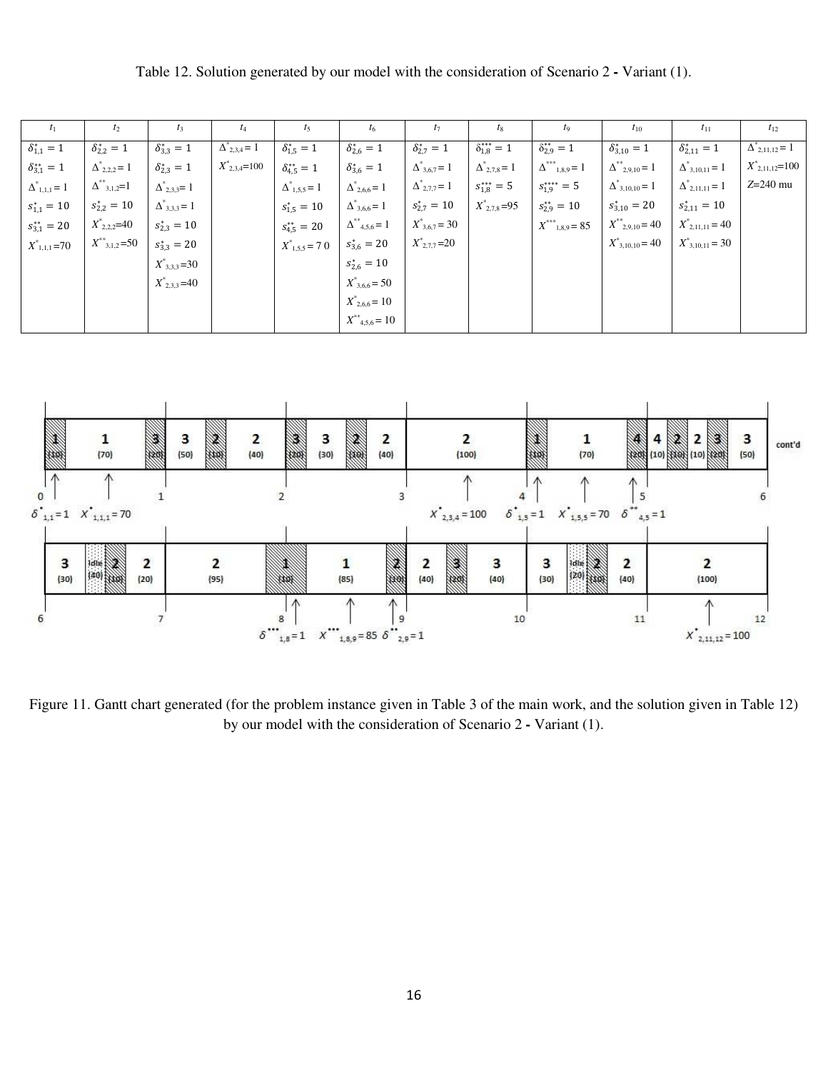Table 12. Solution generated by our model with the consideration of Scenario 2 - Variant (1).

| $t_1$ | $t_2$ | $t_3$ | $t_4$ | $t_5$ | $t_6$ | $t_7$ | $t_8$ | $t_9$ | $t_{10}$ | $t_{11}$ | $t_{12}$ |
|---|---|---|---|---|---|---|---|---|---|---|---|
| $\delta^{*}_{1,1}=1$ | $\delta^{*}_{2,2}=1$ | $\delta^{*}_{3,3}=1$ | $\Delta^{*}_{2,3,4}=1$ | $\delta^{*}_{1,5}=1$ | $\delta^{*}_{2,6}=1$ | $\delta^{*}_{2,7}=1$ | $\delta^{***}_{1,8}=1$ | $\delta^{**}_{2,9}=1$ | $\delta^{*}_{3,10}=1$ | $\delta^{*}_{2,11}=1$ | $\Delta^{*}_{2,11,12}=1$ |
| $\delta^{**}_{3,1}=1$ | $\Delta^{*}_{2,2,2}=1$ | $\delta^{*}_{2,3}=1$ | $X^{*}_{2,3,4}=100$ | $\delta^{**}_{4,5}=1$ | $\delta^{*}_{3,6}=1$ | $\Delta^{*}_{3,6,7}=1$ | $\Delta^{*}_{2,7,8}=1$ | $\Delta^{***}_{1,8,9}=1$ | $\Delta^{**}_{2,9,10}=1$ | $\Delta^{*}_{3,10,11}=1$ | $X^{*}_{2,11,12}=100$ |
| $\Delta^{*}_{1,1,1}=1$ | $\Delta^{**}_{3,1,2}=1$ | $\Delta^{*}_{2,3,3}=1$ | | $\Delta^{*}_{1,5,5}=1$ | $\Delta^{*}_{2,6,6}=1$ | $\Delta^{*}_{2,7,7}=1$ | $s^{***}_{1,8}=5$ | $s^{****}_{1,9}=5$ | $\Delta^{*}_{3,10,10}=1$ | $\Delta^{*}_{2,11,11}=1$ | $Z$=240 mu |
| $s^{*}_{1,1}=10$ | $s^{*}_{2,2}=10$ | $\Delta^{*}_{3,3,3}=1$ | | $s^{*}_{1,5}=10$ | $\Delta^{*}_{3,6,6}=1$ | $s^{*}_{2,7}=10$ | $X^{*}_{2,7,8}=95$ | $s^{**}_{2,9}=10$ | $s^{*}_{3,10}=20$ | $s^{*}_{2,11}=10$ | |
| $s^{**}_{3,1}=20$ | $X^{*}_{2,2,2}=40$ | $s^{*}_{2,3}=10$ | | $s^{**}_{4,5}=20$ | $\Delta^{**}_{4,5,6}=1$ | $X^{*}_{3,6,7}=30$ | | $X^{***}_{1,8,9}=85$ | $X^{**}_{2,9,10}=40$ | $X^{*}_{2,11,11}=40$ | |
| $X^{*}_{1,1,1}=70$ | $X^{**}_{3,1,2}=50$ | $s^{*}_{3,3}=20$ | | $X^{*}_{1,5,5}=70$ | $s^{*}_{3,6}=20$ | $X^{*}_{2,7,7}=20$ | | | $X^{*}_{3,10,10}=40$ | $X^{*}_{3,10,11}=30$ | |
| | | $X^{*}_{3,3,3}=30$ | | | $s^{*}_{2,6}=10$ | | | | | | |
| | | $X^{*}_{2,3,3}=40$ | | | $X^{*}_{3,6,6}=50$ | | | | | | |
| | | | | | $X^{*}_{2,6,6}=10$ | | | | | | |
| | | | | | $X^{**}_{4,5,6}=10$ | | | | | | |

Figure 11. Gantt chart generated (for the problem instance given in Table 3 of the main work, and the solution given in Table 12) by our model with the consideration of Scenario 2 - Variant (1).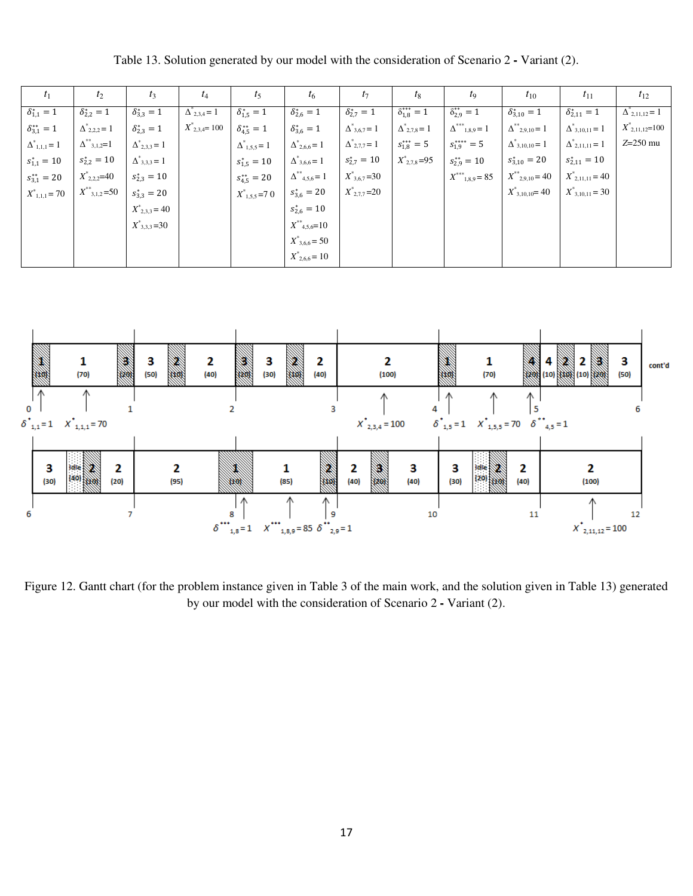Table 13. Solution generated by our model with the consideration of Scenario 2 - Variant (2).

| $t_1$ | $t_2$ | $t_3$ | $t_4$ | $t_5$ | $t_6$ | $t_7$ | $t_8$ | $t_9$ | $t_{10}$ | $t_{11}$ | $t_{12}$ |
|---|---|---|---|---|---|---|---|---|---|---|---|
| $\delta^{*}_{1,1}=1$ | $\delta^{*}_{2,2}=1$ | $\delta^{*}_{3,3}=1$ | $\Delta^{*}_{2,3,4}=1$ | $\delta^{*}_{1,5}=1$ | $\delta^{*}_{2,6}=1$ | $\delta^{*}_{2,7}=1$ | $\delta^{***}_{1,8}=1$ | $\delta^{**}_{2,9}=1$ | $\delta^{*}_{3,10}=1$ | $\delta^{*}_{2,11}=1$ | $\Delta^{*}_{2,11,12}=1$ |
| $\delta^{**}_{3,1}=1$ | $\Delta^{*}_{2,2,2}=1$ | $\delta^{*}_{2,3}=1$ | $X^{*}_{2,3,4}=100$ | $\delta^{**}_{4,5}=1$ | $\delta^{*}_{3,6}=1$ | $\Delta^{*}_{3,6,7}=1$ | $\Delta^{*}_{2,7,8}=1$ | $\Delta^{***}_{1,8,9}=1$ | $\Delta^{**}_{2,9,10}=1$ | $\Delta^{*}_{3,10,11}=1$ | $X^{*}_{2,11,12}=100$ |
| $\Delta^{*}_{1,1,1}=1$ | $\Delta^{**}_{3,1,2}=1$ | $\Delta^{*}_{2,3,3}=1$ | | $\Delta^{*}_{1,5,5}=1$ | $\Delta^{*}_{2,6,6}=1$ | $\Delta^{*}_{2,7,7}=1$ | $s^{***}_{1,8}=5$ | $s^{****}_{1,9}=5$ | $\Delta^{*}_{3,10,10}=1$ | $\Delta^{*}_{2,11,11}=1$ | $Z$=250 mu |
| $s^{*}_{1,1}=10$ | $s^{*}_{2,2}=10$ | $\Delta^{*}_{3,3,3}=1$ | | $s^{*}_{1,5}=10$ | $\Delta^{*}_{3,6,6}=1$ | $s^{*}_{2,7}=10$ | $X^{*}_{2,7,8}=95$ | $s^{**}_{2,9}=10$ | $s^{*}_{3,10}=20$ | $s^{*}_{2,11}=10$ | |
| $s^{**}_{3,1}=20$ | $X^{*}_{2,2,2}=40$ | $s^{*}_{2,3}=10$ | | $s^{**}_{4,5}=20$ | $\Delta^{**}_{4,5,6}=1$ | $X^{*}_{3,6,7}=30$ | | $X^{***}_{1,8,9}=85$ | $X^{**}_{2,9,10}=40$ | $X^{*}_{2,11,11}=40$ | |
| $X^{*}_{1,1,1}=70$ | $X^{**}_{3,1,2}=50$ | $s^{*}_{3,3}=20$ | | $X^{*}_{1,5,5}=70$ | $s^{*}_{3,6}=20$ | $X^{*}_{2,7,7}=20$ | | | $X^{*}_{3,10,10}=40$ | $X^{*}_{3,10,11}=30$ | |
| | | $X^{*}_{2,3,3}=40$ | | | $s^{*}_{2,6}=10$ | | | | | | |
| | | $X^{*}_{3,3,3}=30$ | | | $X^{**}_{4,5,6}=10$ | | | | | | |
| | | | | | $X^{*}_{3,6,6}=50$ | | | | | | |
| | | | | | $X^{*}_{2,6,6}=10$ | | | | | | |

Figure 12. Gantt chart (for the problem instance given in Table 3 of the main work, and the solution given in Table 13) generated by our model with the consideration of Scenario 2 - Variant (2).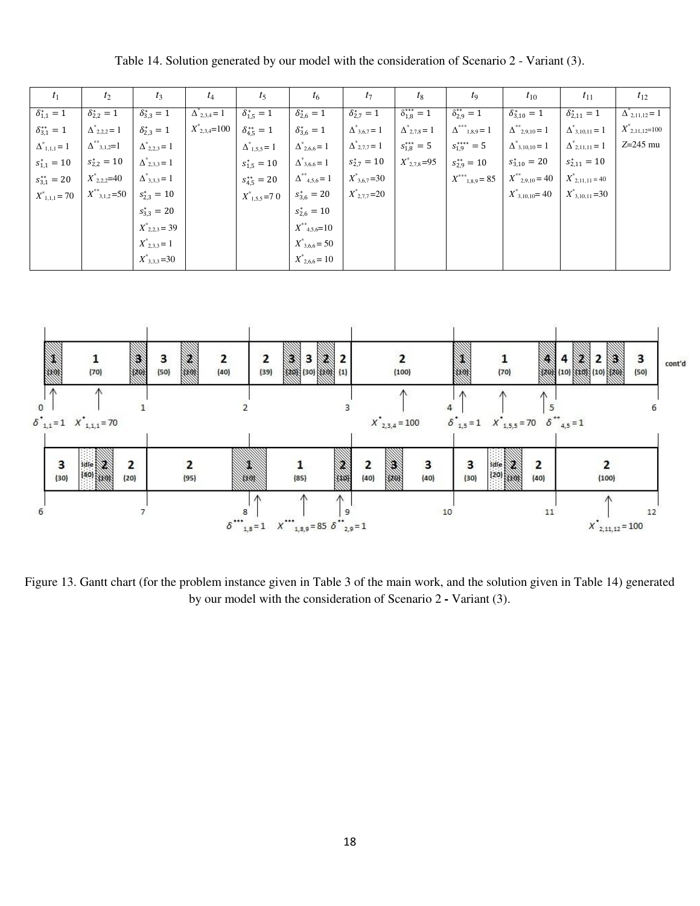Table 14. Solution generated by our model with the consideration of Scenario 2 - Variant (3).

| $t_1$ | $t_2$ | $t_3$ | $t_4$ | $t_5$ | $t_6$ | $t_7$ | $t_8$ | $t_9$ | $t_{10}$ | $t_{11}$ | $t_{12}$ |
|---|---|---|---|---|---|---|---|---|---|---|---|
| $\delta^*_{1,1} = 1$ | $\delta^*_{2,2} = 1$ | $\delta^*_{3,3} = 1$ | $\Delta^*_{2,3,4} = 1$ | $\delta^*_{1,5} = 1$ | $\delta^*_{2,6} = 1$ | $\delta^*_{2,7} = 1$ | $\delta^{***}_{1,8} = 1$ | $\delta^{**}_{2,9} = 1$ | $\delta^*_{3,10} = 1$ | $\delta^*_{2,11} = 1$ | $\Delta^*_{2,11,12} = 1$ |
| $\delta^{**}_{3,1} = 1$ | $\Delta^*_{2,2,2} = 1$ | $\delta^*_{2,3} = 1$ | $X^*_{2,3,4}=100$ | $\delta^{**}_{4,5} = 1$ | $\delta^*_{3,6} = 1$ | $\Delta^*_{3,6,7} = 1$ | $\Delta^*_{2,7,8} = 1$ | $\Delta^{***}_{1,8,9} = 1$ | $\Delta^{**}_{2,9,10} = 1$ | $\Delta^*_{3,10,11} = 1$ | $X^*_{2,11,12}=100$ |
| $\Delta^*_{1,1,1} = 1$ | $\Delta^{**}_{3,1,2}=1$ | $\Delta^*_{2,2,3} = 1$ | | $\Delta^*_{1,5,5} = 1$ | $\Delta^*_{2,6,6} = 1$ | $\Delta^*_{2,7,7} = 1$ | $s^{***}_{1,8} = 5$ | $s^{****}_{1,9} = 5$ | $\Delta^*_{3,10,10} = 1$ | $\Delta^*_{2,11,11} = 1$ | $Z$=245 mu |
| $s^*_{1,1} = 10$ | $s^*_{2,2} = 10$ | $\Delta^*_{2,3,3} = 1$ | | $s^*_{1,5} = 10$ | $\Delta^*_{3,6,6} = 1$ | $s^*_{2,7} = 10$ | $X^*_{2,7,8}=95$ | $s^{**}_{2,9} = 10$ | $s^*_{3,10} = 20$ | $s^*_{2,11} = 10$ | |
| $s^{**}_{3,1} = 20$ | $X^*_{2,2,2}=40$ | $\Delta^*_{3,3,3} = 1$ | | $s^{**}_{4,5} = 20$ | $\Delta^{**}_{4,5,6} = 1$ | $X^*_{3,6,7}=30$ | | $X^{***}_{1,8,9} = 85$ | $X^{**}_{2,9,10} = 40$ | $X^*_{2,11,11} = 40$ | |
| $X^*_{1,1,1} = 70$ | $X^{**}_{3,1,2}=50$ | $s^*_{2,3} = 10$ | | $X^*_{1,5,5}=7\ 0$ | $s^*_{3,6} = 20$ | $X^*_{2,7,7}=20$ | | | $X^*_{3,10,10}= 40$ | $X^*_{3,10,11} =30$ | |
| | | $s^*_{3,3} = 20$ | | | $s^*_{2,6} = 10$ | | | | | | |
| | | $X^*_{2,2,3} = 39$ | | | $X^{**}_{4,5,6}=10$ | | | | | | |
| | | $X^*_{2,3,3} = 1$ | | | $X^*_{3,6,6} = 50$ | | | | | | |
| | | $X^*_{3,3,3} =30$ | | | $X^*_{2,6,6} = 10$ | | | | | | |

1 (10) 1 (70) 3 (20) 3 (50) 2 (10) 2 (40) 2 (39) 3 (20) 3 (30) 2 (10) 2 (1) 2 (100) 1 (10) 1 (70) 4 (20) 4 (10) 2 (10) 2 (10) 3 (20) 3 (50) cont'd

0 1 2 3 4 5 6

$\delta^*_{1,1} = 1$ $X^*_{1,1,1} = 70$ $X^*_{2,3,4} = 100$ $\delta^*_{1,5} = 1$ $X^*_{1,5,5} = 70$ $\delta^{**}_{4,5} = 1$

3 (30) idle (40) 2 (10) 2 (20) 2 (95) 1 (10) 1 (85) 2 (10) 2 (40) 3 (20) 3 (40) 3 (30) idle (20) 2 (10) 2 (40) 2 (100)

6 7 8 9 10 11 12

$\delta^{***}_{1,8} = 1$ $X^{***}_{1,8,9} = 85$ $\delta^{**}_{2,9} = 1$ $X^*_{2,11,12} = 100$

Figure 13. Gantt chart (for the problem instance given in Table 3 of the main work, and the solution given in Table 14) generated by our model with the consideration of Scenario 2 - Variant (3).